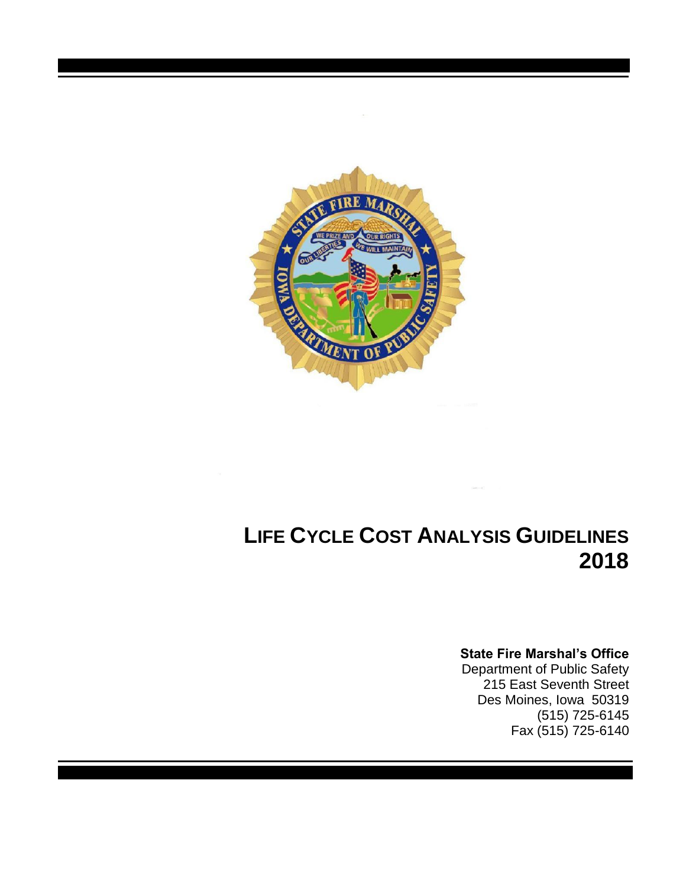# LIFE CYCLE COST ANALYSIS GUIDELINES 2018

**State Fire Marshal's Office**
Department of Public Safety
215 East Seventh Street
Des Moines, Iowa 50319
(515) 725-6145
Fax (515) 725-6140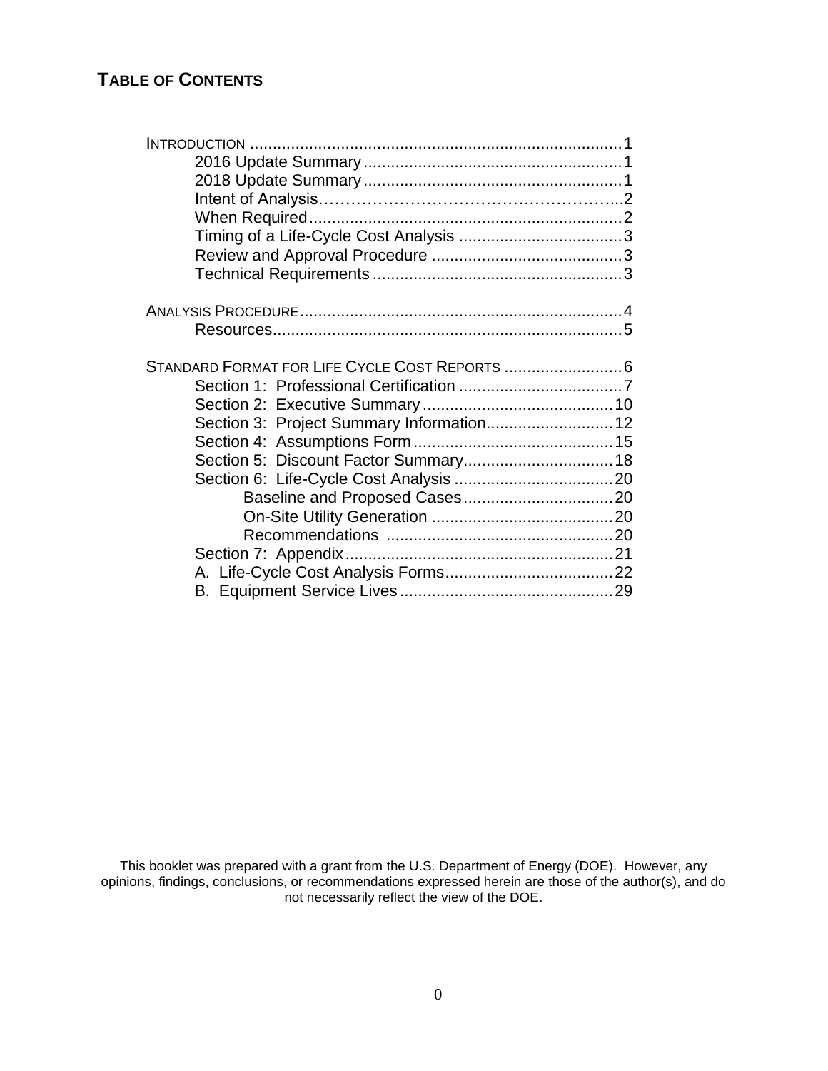## TABLE OF CONTENTS

INTRODUCTION .......... 1
- 2016 Update Summary .......... 1
- 2018 Update Summary .......... 1
- Intent of Analysis .......... 2
- When Required .......... 2
- Timing of a Life-Cycle Cost Analysis .......... 3
- Review and Approval Procedure .......... 3
- Technical Requirements .......... 3

ANALYSIS PROCEDURE .......... 4
- Resources .......... 5

STANDARD FORMAT FOR LIFE CYCLE COST REPORTS .......... 6
- Section 1: Professional Certification .......... 7
- Section 2: Executive Summary .......... 10
- Section 3: Project Summary Information .......... 12
- Section 4: Assumptions Form .......... 15
- Section 5: Discount Factor Summary .......... 18
- Section 6: Life-Cycle Cost Analysis .......... 20
  - Baseline and Proposed Cases .......... 20
  - On-Site Utility Generation .......... 20
  - Recommendations .......... 20
- Section 7: Appendix .......... 21
- A. Life-Cycle Cost Analysis Forms .......... 22
- B. Equipment Service Lives .......... 29

This booklet was prepared with a grant from the U.S. Department of Energy (DOE). However, any opinions, findings, conclusions, or recommendations expressed herein are those of the author(s), and do not necessarily reflect the view of the DOE.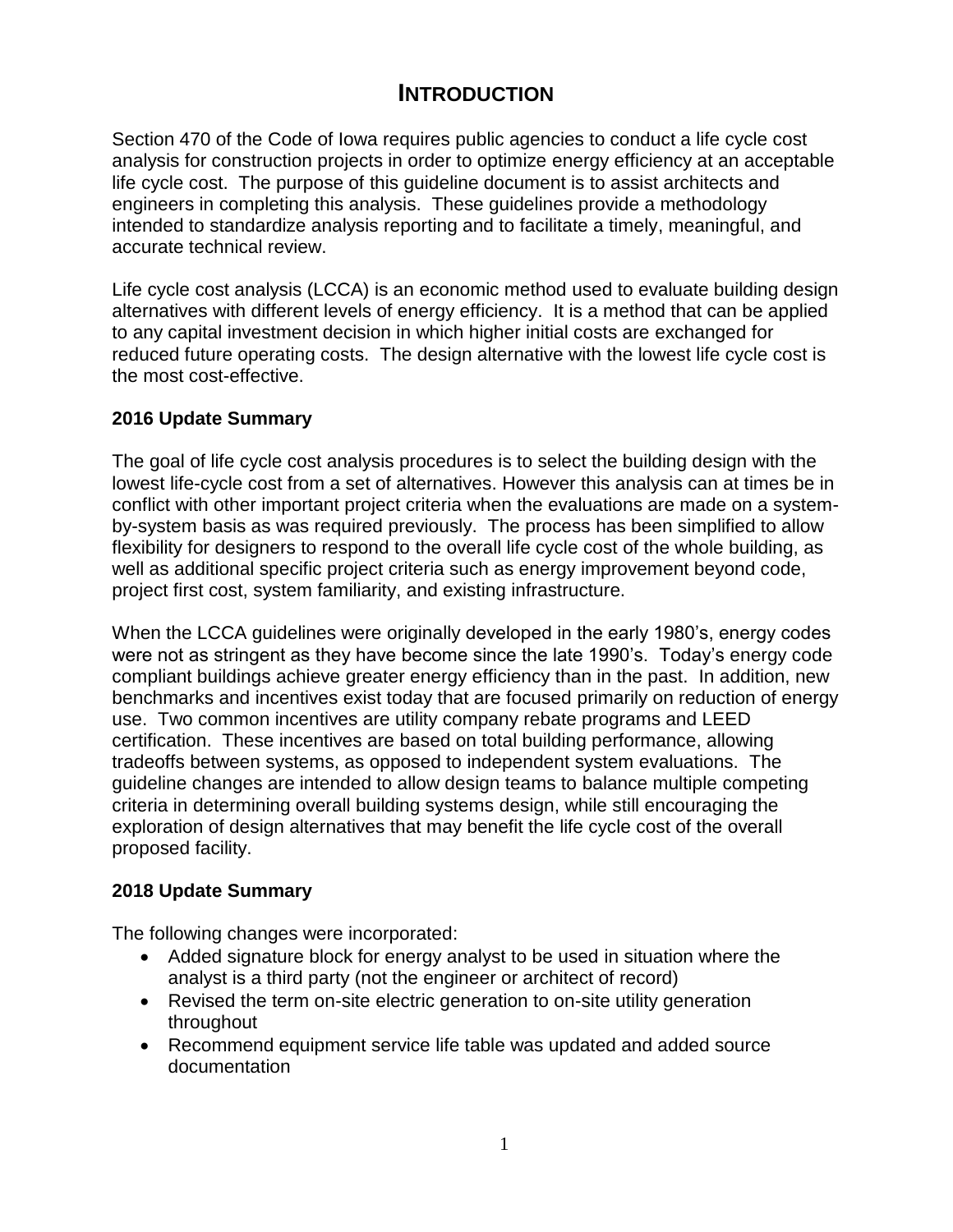# INTRODUCTION

Section 470 of the Code of Iowa requires public agencies to conduct a life cycle cost analysis for construction projects in order to optimize energy efficiency at an acceptable life cycle cost. The purpose of this guideline document is to assist architects and engineers in completing this analysis. These guidelines provide a methodology intended to standardize analysis reporting and to facilitate a timely, meaningful, and accurate technical review.

Life cycle cost analysis (LCCA) is an economic method used to evaluate building design alternatives with different levels of energy efficiency. It is a method that can be applied to any capital investment decision in which higher initial costs are exchanged for reduced future operating costs. The design alternative with the lowest life cycle cost is the most cost-effective.

**2016 Update Summary**

The goal of life cycle cost analysis procedures is to select the building design with the lowest life-cycle cost from a set of alternatives. However this analysis can at times be in conflict with other important project criteria when the evaluations are made on a system-by-system basis as was required previously. The process has been simplified to allow flexibility for designers to respond to the overall life cycle cost of the whole building, as well as additional specific project criteria such as energy improvement beyond code, project first cost, system familiarity, and existing infrastructure.

When the LCCA guidelines were originally developed in the early 1980's, energy codes were not as stringent as they have become since the late 1990's. Today's energy code compliant buildings achieve greater energy efficiency than in the past. In addition, new benchmarks and incentives exist today that are focused primarily on reduction of energy use. Two common incentives are utility company rebate programs and LEED certification. These incentives are based on total building performance, allowing tradeoffs between systems, as opposed to independent system evaluations. The guideline changes are intended to allow design teams to balance multiple competing criteria in determining overall building systems design, while still encouraging the exploration of design alternatives that may benefit the life cycle cost of the overall proposed facility.

**2018 Update Summary**

The following changes were incorporated:

- Added signature block for energy analyst to be used in situation where the analyst is a third party (not the engineer or architect of record)
- Revised the term on-site electric generation to on-site utility generation throughout
- Recommend equipment service life table was updated and added source documentation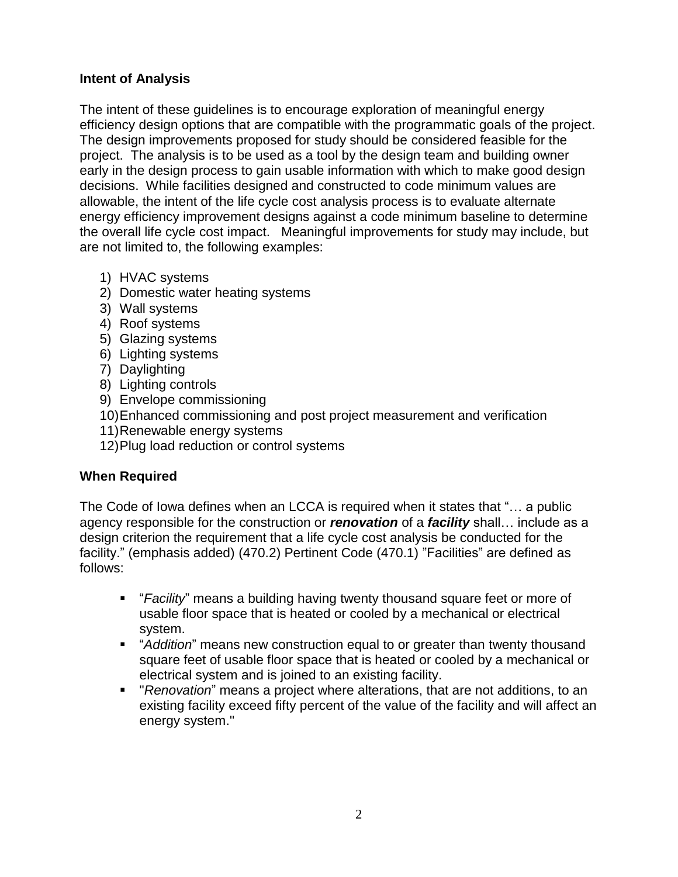**Intent of Analysis**

The intent of these guidelines is to encourage exploration of meaningful energy efficiency design options that are compatible with the programmatic goals of the project. The design improvements proposed for study should be considered feasible for the project. The analysis is to be used as a tool by the design team and building owner early in the design process to gain usable information with which to make good design decisions. While facilities designed and constructed to code minimum values are allowable, the intent of the life cycle cost analysis process is to evaluate alternate energy efficiency improvement designs against a code minimum baseline to determine the overall life cycle cost impact. Meaningful improvements for study may include, but are not limited to, the following examples:

1) HVAC systems
2) Domestic water heating systems
3) Wall systems
4) Roof systems
5) Glazing systems
6) Lighting systems
7) Daylighting
8) Lighting controls
9) Envelope commissioning
10) Enhanced commissioning and post project measurement and verification
11) Renewable energy systems
12) Plug load reduction or control systems

**When Required**

The Code of Iowa defines when an LCCA is required when it states that "… a public agency responsible for the construction or ***renovation*** of a ***facility*** shall… include as a design criterion the requirement that a life cycle cost analysis be conducted for the facility." (emphasis added) (470.2) Pertinent Code (470.1) "Facilities" are defined as follows:

- "*Facility*" means a building having twenty thousand square feet or more of usable floor space that is heated or cooled by a mechanical or electrical system.
- "*Addition*" means new construction equal to or greater than twenty thousand square feet of usable floor space that is heated or cooled by a mechanical or electrical system and is joined to an existing facility.
- "*Renovation*" means a project where alterations, that are not additions, to an existing facility exceed fifty percent of the value of the facility and will affect an energy system."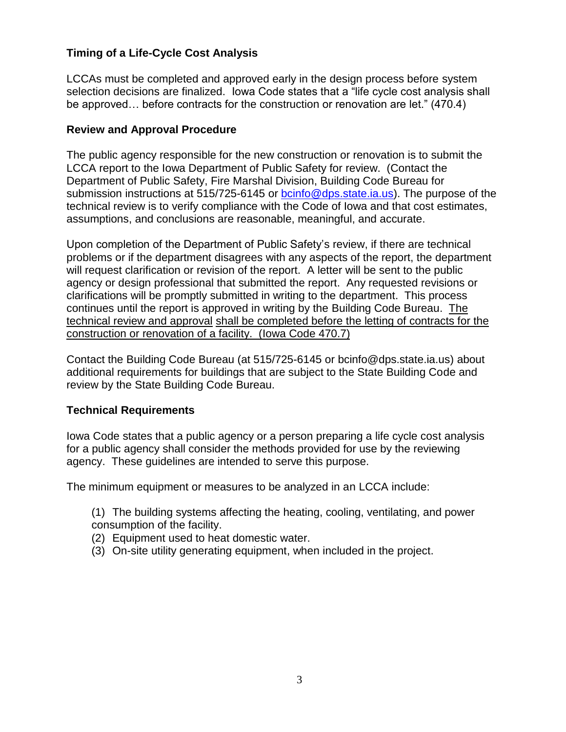## Timing of a Life-Cycle Cost Analysis

LCCAs must be completed and approved early in the design process before system selection decisions are finalized. Iowa Code states that a "life cycle cost analysis shall be approved… before contracts for the construction or renovation are let." (470.4)

## Review and Approval Procedure

The public agency responsible for the new construction or renovation is to submit the LCCA report to the Iowa Department of Public Safety for review. (Contact the Department of Public Safety, Fire Marshal Division, Building Code Bureau for submission instructions at 515/725-6145 or bcinfo@dps.state.ia.us). The purpose of the technical review is to verify compliance with the Code of Iowa and that cost estimates, assumptions, and conclusions are reasonable, meaningful, and accurate.

Upon completion of the Department of Public Safety's review, if there are technical problems or if the department disagrees with any aspects of the report, the department will request clarification or revision of the report. A letter will be sent to the public agency or design professional that submitted the report. Any requested revisions or clarifications will be promptly submitted in writing to the department. This process continues until the report is approved in writing by the Building Code Bureau. The technical review and approval shall be completed before the letting of contracts for the construction or renovation of a facility. (Iowa Code 470.7)

Contact the Building Code Bureau (at 515/725-6145 or bcinfo@dps.state.ia.us) about additional requirements for buildings that are subject to the State Building Code and review by the State Building Code Bureau.

## Technical Requirements

Iowa Code states that a public agency or a person preparing a life cycle cost analysis for a public agency shall consider the methods provided for use by the reviewing agency. These guidelines are intended to serve this purpose.

The minimum equipment or measures to be analyzed in an LCCA include:

(1) The building systems affecting the heating, cooling, ventilating, and power consumption of the facility.
(2) Equipment used to heat domestic water.
(3) On-site utility generating equipment, when included in the project.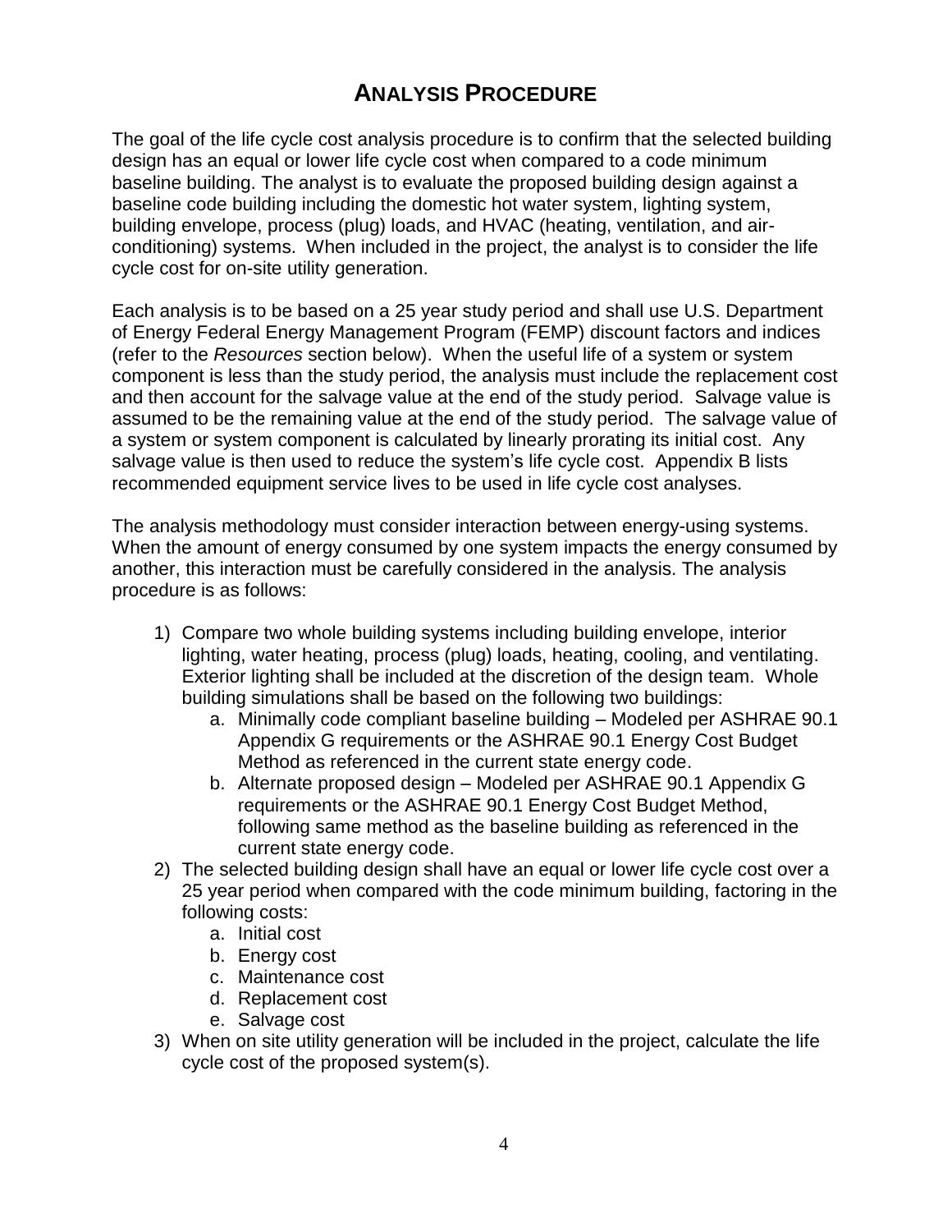# Analysis Procedure

The goal of the life cycle cost analysis procedure is to confirm that the selected building design has an equal or lower life cycle cost when compared to a code minimum baseline building. The analyst is to evaluate the proposed building design against a baseline code building including the domestic hot water system, lighting system, building envelope, process (plug) loads, and HVAC (heating, ventilation, and air-conditioning) systems. When included in the project, the analyst is to consider the life cycle cost for on-site utility generation.

Each analysis is to be based on a 25 year study period and shall use U.S. Department of Energy Federal Energy Management Program (FEMP) discount factors and indices (refer to the *Resources* section below). When the useful life of a system or system component is less than the study period, the analysis must include the replacement cost and then account for the salvage value at the end of the study period. Salvage value is assumed to be the remaining value at the end of the study period. The salvage value of a system or system component is calculated by linearly prorating its initial cost. Any salvage value is then used to reduce the system's life cycle cost. Appendix B lists recommended equipment service lives to be used in life cycle cost analyses.

The analysis methodology must consider interaction between energy-using systems. When the amount of energy consumed by one system impacts the energy consumed by another, this interaction must be carefully considered in the analysis. The analysis procedure is as follows:

1) Compare two whole building systems including building envelope, interior lighting, water heating, process (plug) loads, heating, cooling, and ventilating. Exterior lighting shall be included at the discretion of the design team. Whole building simulations shall be based on the following two buildings:
   a. Minimally code compliant baseline building – Modeled per ASHRAE 90.1 Appendix G requirements or the ASHRAE 90.1 Energy Cost Budget Method as referenced in the current state energy code.
   b. Alternate proposed design – Modeled per ASHRAE 90.1 Appendix G requirements or the ASHRAE 90.1 Energy Cost Budget Method, following same method as the baseline building as referenced in the current state energy code.
2) The selected building design shall have an equal or lower life cycle cost over a 25 year period when compared with the code minimum building, factoring in the following costs:
   a. Initial cost
   b. Energy cost
   c. Maintenance cost
   d. Replacement cost
   e. Salvage cost
3) When on site utility generation will be included in the project, calculate the life cycle cost of the proposed system(s).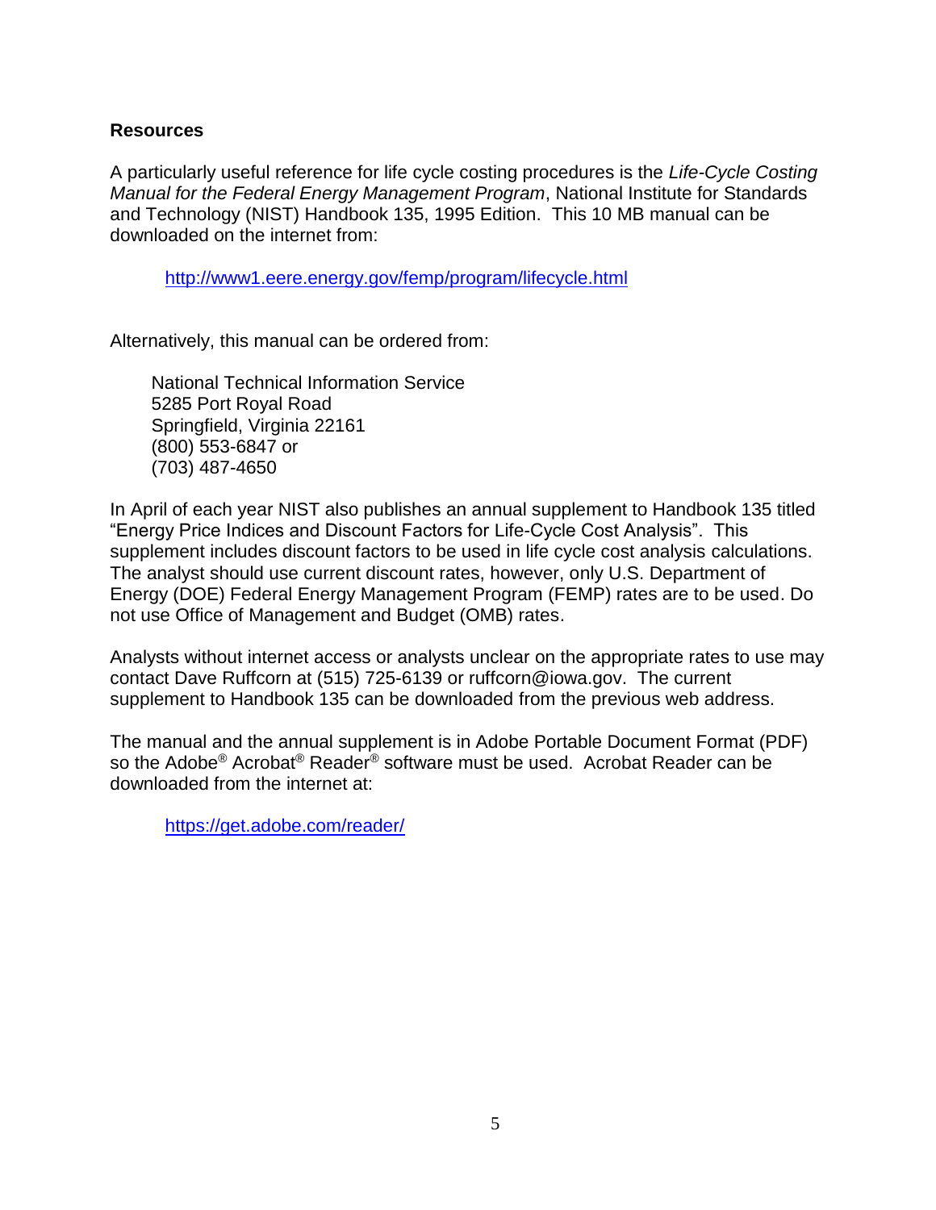## Resources

A particularly useful reference for life cycle costing procedures is the *Life-Cycle Costing Manual for the Federal Energy Management Program*, National Institute for Standards and Technology (NIST) Handbook 135, 1995 Edition. This 10 MB manual can be downloaded on the internet from:

> http://www1.eere.energy.gov/femp/program/lifecycle.html

Alternatively, this manual can be ordered from:

> National Technical Information Service
> 5285 Port Royal Road
> Springfield, Virginia 22161
> (800) 553-6847 or
> (703) 487-4650

In April of each year NIST also publishes an annual supplement to Handbook 135 titled "Energy Price Indices and Discount Factors for Life-Cycle Cost Analysis". This supplement includes discount factors to be used in life cycle cost analysis calculations. The analyst should use current discount rates, however, only U.S. Department of Energy (DOE) Federal Energy Management Program (FEMP) rates are to be used. Do not use Office of Management and Budget (OMB) rates.

Analysts without internet access or analysts unclear on the appropriate rates to use may contact Dave Ruffcorn at (515) 725-6139 or ruffcorn@iowa.gov. The current supplement to Handbook 135 can be downloaded from the previous web address.

The manual and the annual supplement is in Adobe Portable Document Format (PDF) so the Adobe® Acrobat® Reader® software must be used. Acrobat Reader can be downloaded from the internet at:

> https://get.adobe.com/reader/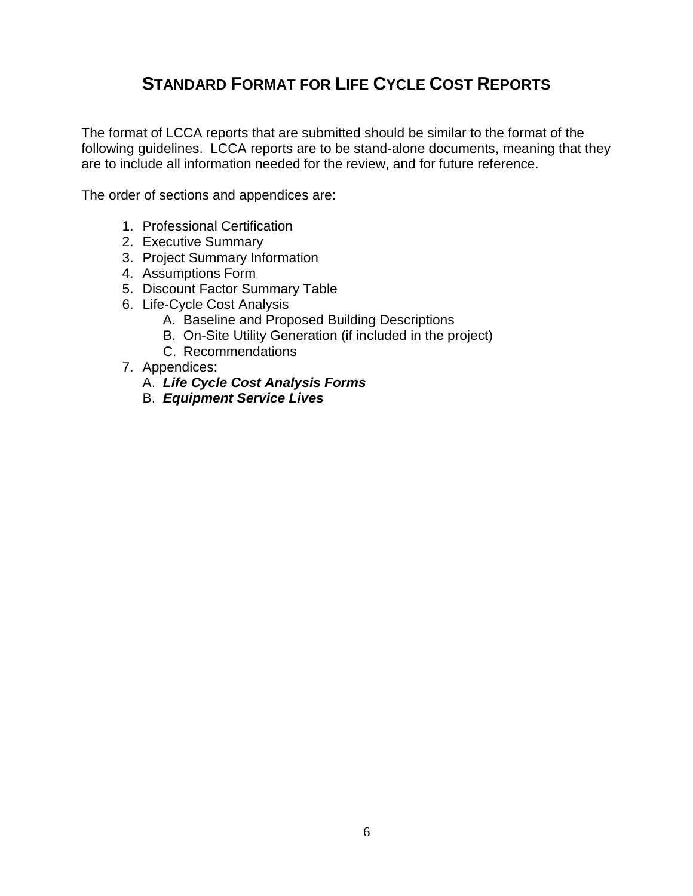# STANDARD FORMAT FOR LIFE CYCLE COST REPORTS

The format of LCCA reports that are submitted should be similar to the format of the following guidelines. LCCA reports are to be stand-alone documents, meaning that they are to include all information needed for the review, and for future reference.

The order of sections and appendices are:

1. Professional Certification
2. Executive Summary
3. Project Summary Information
4. Assumptions Form
5. Discount Factor Summary Table
6. Life-Cycle Cost Analysis
    - A. Baseline and Proposed Building Descriptions
    - B. On-Site Utility Generation (if included in the project)
    - C. Recommendations
7. Appendices:
    - A. ***Life Cycle Cost Analysis Forms***
    - B. ***Equipment Service Lives***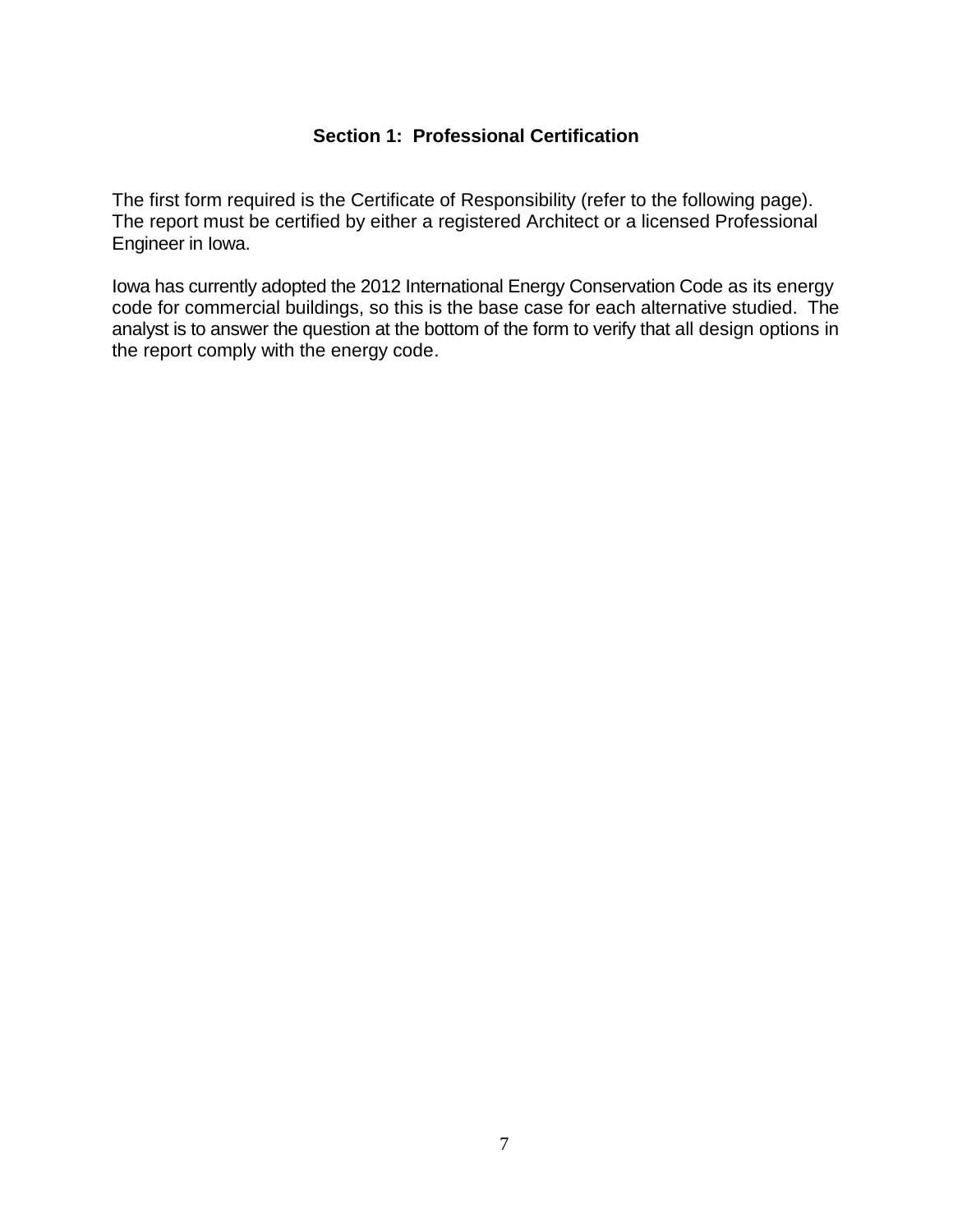## Section 1: Professional Certification

The first form required is the Certificate of Responsibility (refer to the following page). The report must be certified by either a registered Architect or a licensed Professional Engineer in Iowa.

Iowa has currently adopted the 2012 International Energy Conservation Code as its energy code for commercial buildings, so this is the base case for each alternative studied. The analyst is to answer the question at the bottom of the form to verify that all design options in the report comply with the energy code.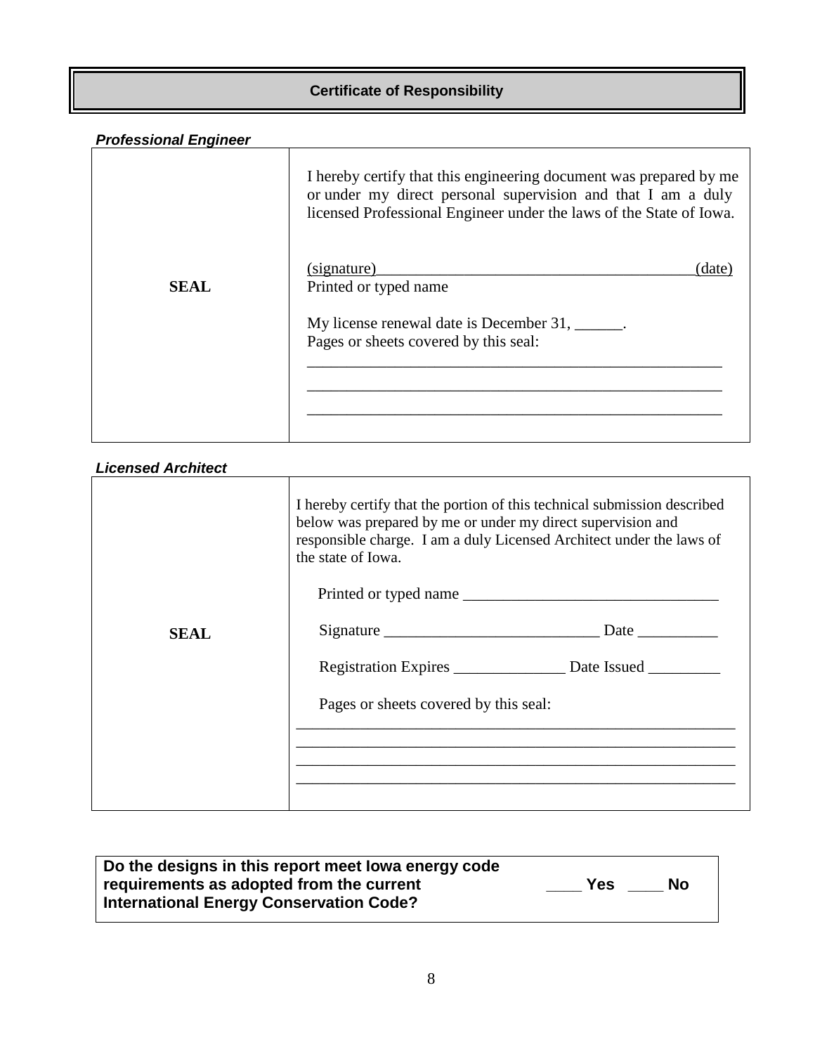# Certificate of Responsibility

***Professional Engineer***

| | |
|---|---|
| **SEAL** | I hereby certify that this engineering document was prepared by me or under my direct personal supervision and that I am a duly licensed Professional Engineer under the laws of the State of Iowa.<br><br>(signature)________________________________________(date)<br>Printed or typed name<br><br>My license renewal date is December 31, ______.<br>Pages or sheets covered by this seal:<br>______________________________________________________<br>______________________________________________________<br>______________________________________________________ |

***Licensed Architect***

| | |
|---|---|
| **SEAL** | I hereby certify that the portion of this technical submission described below was prepared by me or under my direct supervision and responsible charge. I am a duly Licensed Architect under the laws of the state of Iowa.<br><br>Printed or typed name ________________________________<br><br>Signature ___________________________ Date __________<br><br>Registration Expires ______________ Date Issued _________<br><br>Pages or sheets covered by this seal:<br>________________________________________________________<br>________________________________________________________<br>________________________________________________________<br>________________________________________________________ |

| | |
|---|---|
| **Do the designs in this report meet Iowa energy code requirements as adopted from the current International Energy Conservation Code?** | **____ Yes ____ No** |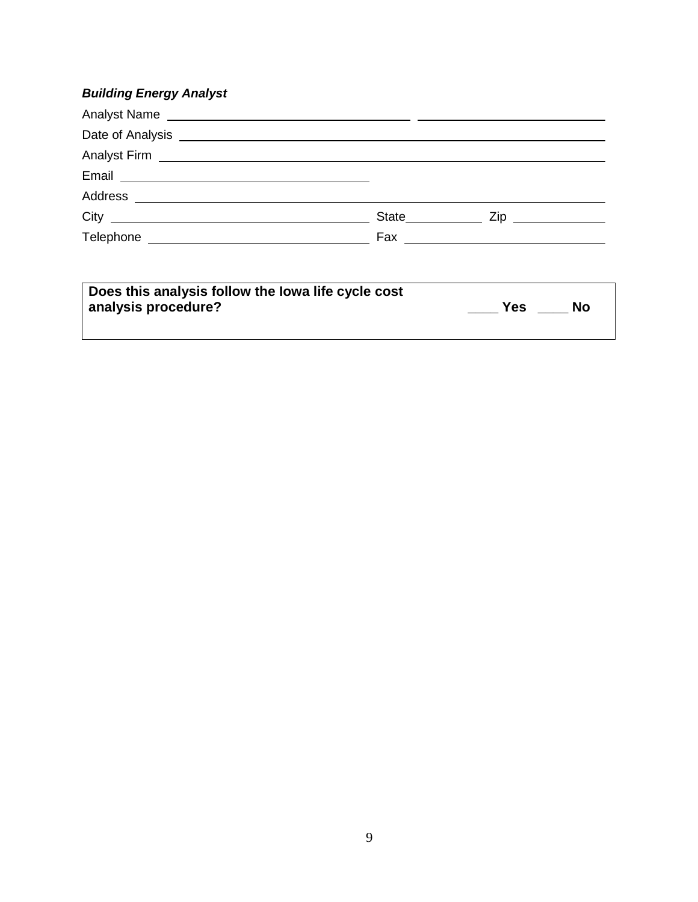***Building Energy Analyst***

Analyst Name ______________________________ ______________________________

Date of Analysis ______________________________________________________

Analyst Firm ________________________________________________________

Email ______________________________

Address ____________________________________________________________

City ______________________________ State__________ Zip ____________

Telephone __________________________ Fax __________________________

| **Does this analysis follow the Iowa life cycle cost analysis procedure?** | **\_\_\_\_ Yes \_\_\_\_ No** |
|---|---|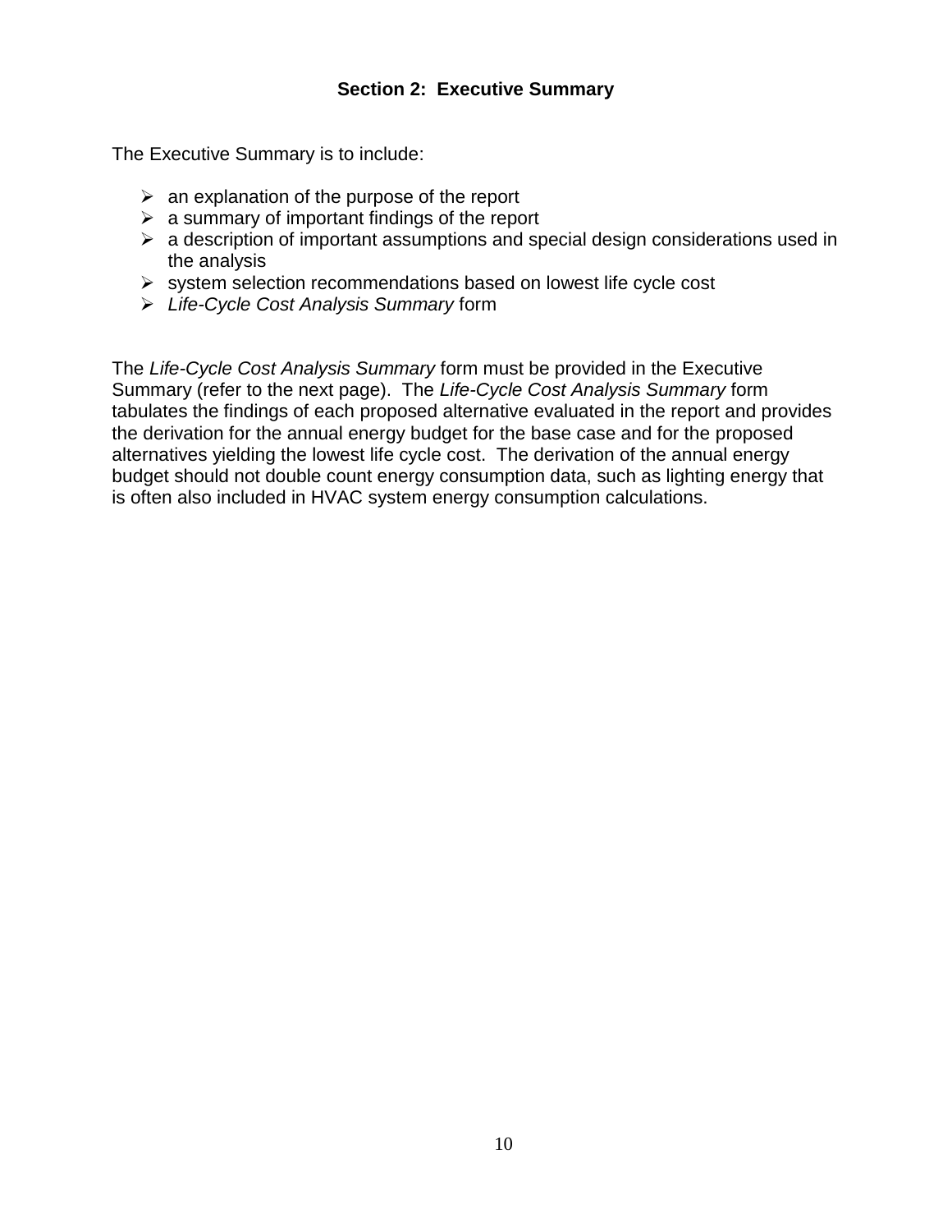## Section 2: Executive Summary

The Executive Summary is to include:

- an explanation of the purpose of the report
- a summary of important findings of the report
- a description of important assumptions and special design considerations used in the analysis
- system selection recommendations based on lowest life cycle cost
- *Life-Cycle Cost Analysis Summary* form

The *Life-Cycle Cost Analysis Summary* form must be provided in the Executive Summary (refer to the next page). The *Life-Cycle Cost Analysis Summary* form tabulates the findings of each proposed alternative evaluated in the report and provides the derivation for the annual energy budget for the base case and for the proposed alternatives yielding the lowest life cycle cost. The derivation of the annual energy budget should not double count energy consumption data, such as lighting energy that is often also included in HVAC system energy consumption calculations.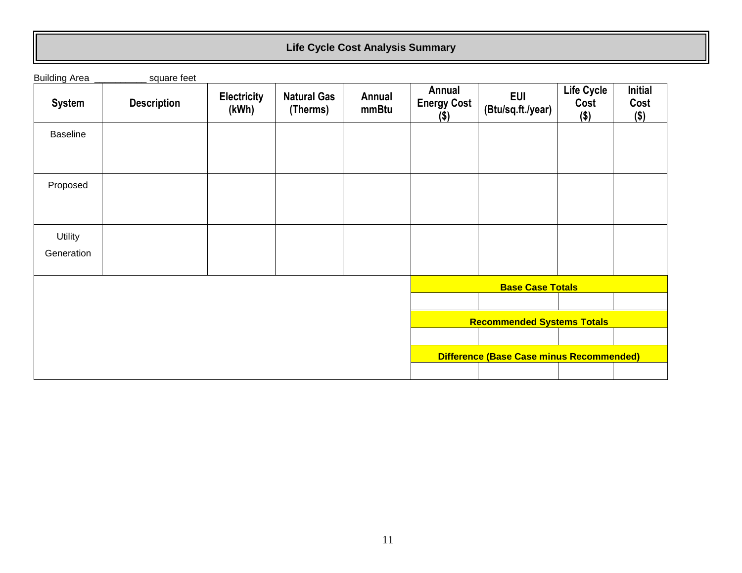## Life Cycle Cost Analysis Summary

Building Area __________ square feet

| System | Description | Electricity (kWh) | Natural Gas (Therms) | Annual mmBtu | Annual Energy Cost ($) | EUI (Btu/sq.ft./year) | Life Cycle Cost ($) | Initial Cost ($) |
|---|---|---|---|---|---|---|---|---|
| Baseline | | | | | | | | |
| Proposed | | | | | | | | |
| Utility Generation | | | | | | | | |
| | | | | | **Base Case Totals** | | | |
| | | | | | | | | |
| | | | | | **Recommended Systems Totals** | | | |
| | | | | | | | | |
| | | | | | **Difference (Base Case minus Recommended)** | | | |
| | | | | | | | | |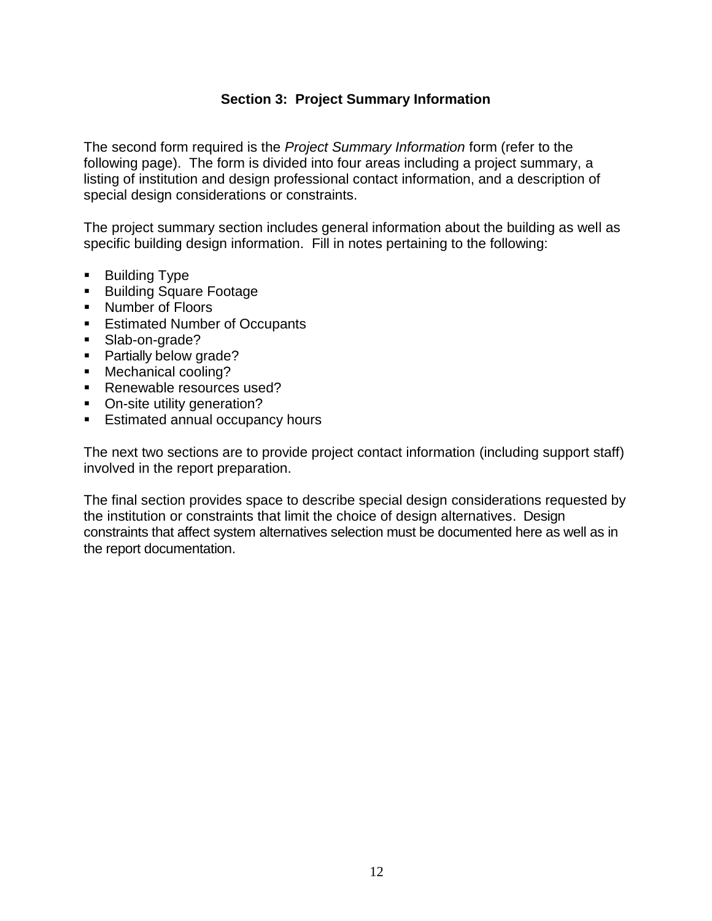## Section 3: Project Summary Information

The second form required is the *Project Summary Information* form (refer to the following page). The form is divided into four areas including a project summary, a listing of institution and design professional contact information, and a description of special design considerations or constraints.

The project summary section includes general information about the building as well as specific building design information. Fill in notes pertaining to the following:

- Building Type
- Building Square Footage
- Number of Floors
- Estimated Number of Occupants
- Slab-on-grade?
- Partially below grade?
- Mechanical cooling?
- Renewable resources used?
- On-site utility generation?
- Estimated annual occupancy hours

The next two sections are to provide project contact information (including support staff) involved in the report preparation.

The final section provides space to describe special design considerations requested by the institution or constraints that limit the choice of design alternatives. Design constraints that affect system alternatives selection must be documented here as well as in the report documentation.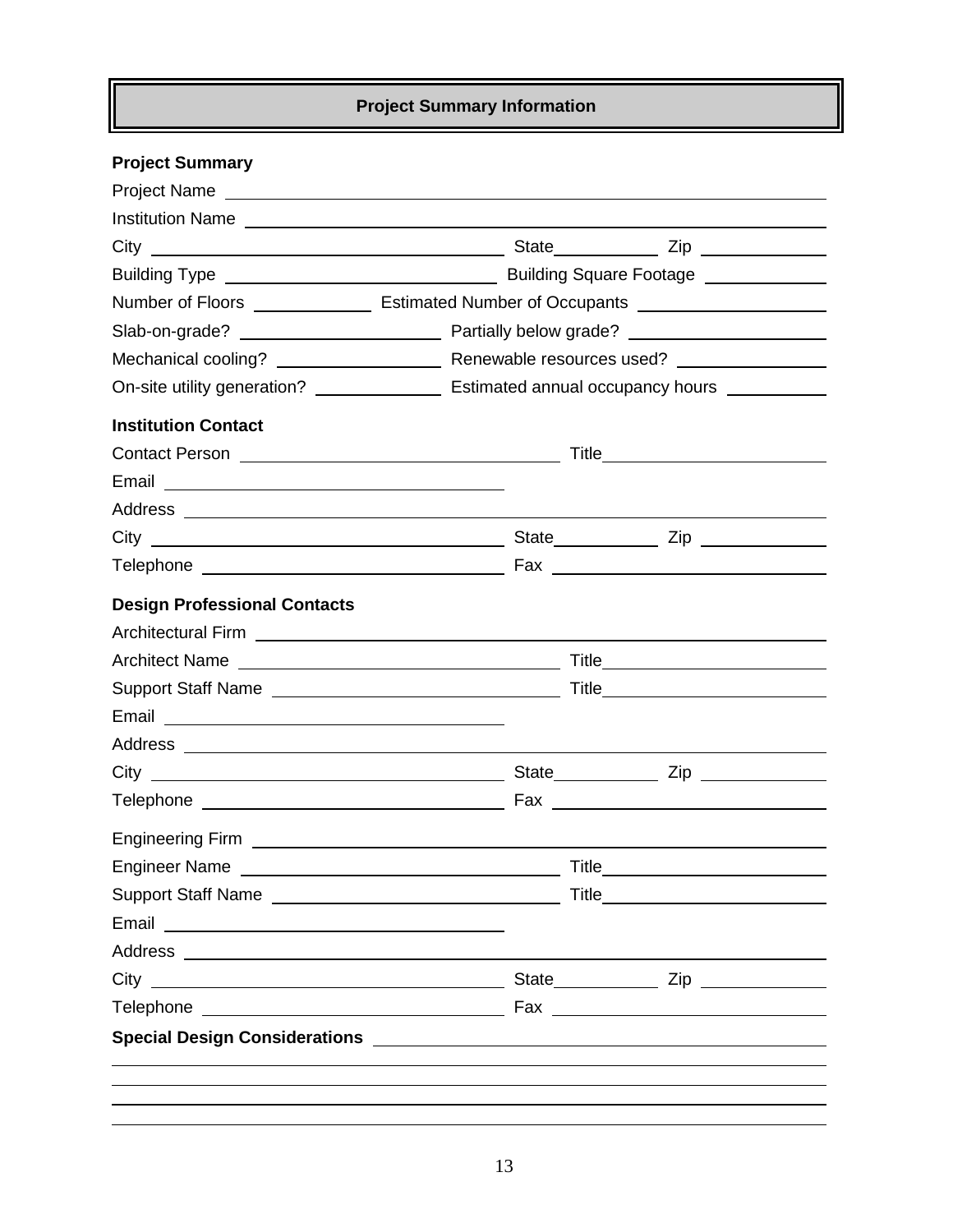## Project Summary Information

**Project Summary**

Project Name ______________________________________________

Institution Name ______________________________________________

City ______________________ State __________ Zip __________

Building Type ______________________ Building Square Footage __________

Number of Floors __________ Estimated Number of Occupants __________

Slab-on-grade? ______________ Partially below grade? ______________

Mechanical cooling? ______________ Renewable resources used? ______________

On-site utility generation? __________ Estimated annual occupancy hours __________

**Institution Contact**

Contact Person ______________________ Title ______________________

Email ______________________

Address ______________________________________________

City ______________________ State __________ Zip __________

Telephone ______________________ Fax ______________________

**Design Professional Contacts**

Architectural Firm ______________________________________________

Architect Name ______________________ Title ______________________

Support Staff Name ______________________ Title ______________________

Email ______________________

Address ______________________________________________

City ______________________ State __________ Zip __________

Telephone ______________________ Fax ______________________

Engineering Firm ______________________________________________

Engineer Name ______________________ Title ______________________

Support Staff Name ______________________ Title ______________________

Email ______________________

Address ______________________________________________

City ______________________ State __________ Zip __________

Telephone ______________________ Fax ______________________

**Special Design Considerations** ______________________________________________

______________________________________________

______________________________________________

______________________________________________

______________________________________________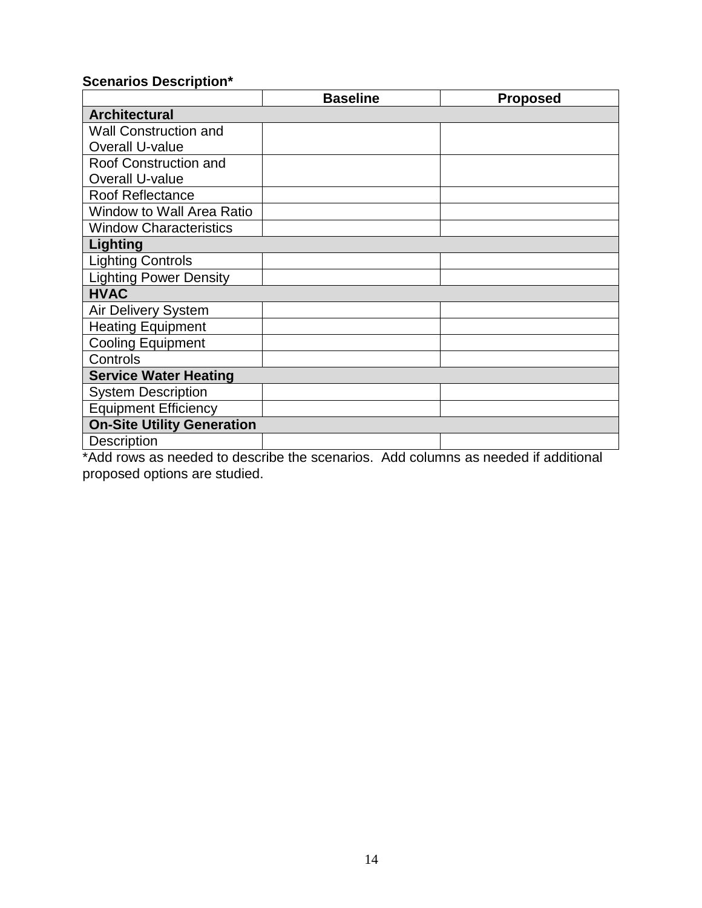**Scenarios Description***

| | Baseline | Proposed |
|---|---|---|
| **Architectural** | | |
| Wall Construction and Overall U-value | | |
| Roof Construction and Overall U-value | | |
| Roof Reflectance | | |
| Window to Wall Area Ratio | | |
| Window Characteristics | | |
| **Lighting** | | |
| Lighting Controls | | |
| Lighting Power Density | | |
| **HVAC** | | |
| Air Delivery System | | |
| Heating Equipment | | |
| Cooling Equipment | | |
| Controls | | |
| **Service Water Heating** | | |
| System Description | | |
| Equipment Efficiency | | |
| **On-Site Utility Generation** | | |
| Description | | |

*Add rows as needed to describe the scenarios. Add columns as needed if additional proposed options are studied.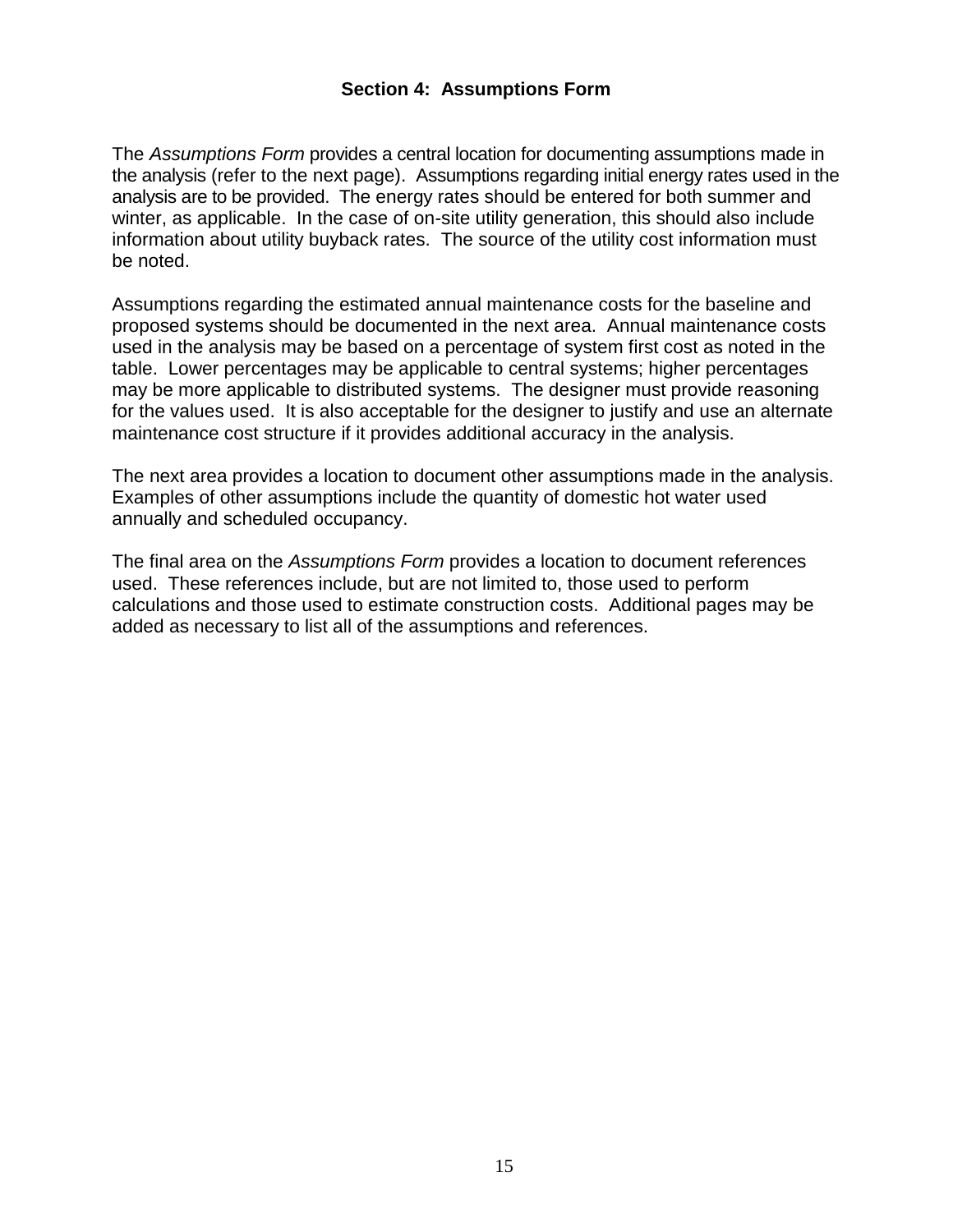## Section 4: Assumptions Form

The *Assumptions Form* provides a central location for documenting assumptions made in the analysis (refer to the next page). Assumptions regarding initial energy rates used in the analysis are to be provided. The energy rates should be entered for both summer and winter, as applicable. In the case of on-site utility generation, this should also include information about utility buyback rates. The source of the utility cost information must be noted.

Assumptions regarding the estimated annual maintenance costs for the baseline and proposed systems should be documented in the next area. Annual maintenance costs used in the analysis may be based on a percentage of system first cost as noted in the table. Lower percentages may be applicable to central systems; higher percentages may be more applicable to distributed systems. The designer must provide reasoning for the values used. It is also acceptable for the designer to justify and use an alternate maintenance cost structure if it provides additional accuracy in the analysis.

The next area provides a location to document other assumptions made in the analysis. Examples of other assumptions include the quantity of domestic hot water used annually and scheduled occupancy.

The final area on the *Assumptions Form* provides a location to document references used. These references include, but are not limited to, those used to perform calculations and those used to estimate construction costs. Additional pages may be added as necessary to list all of the assumptions and references.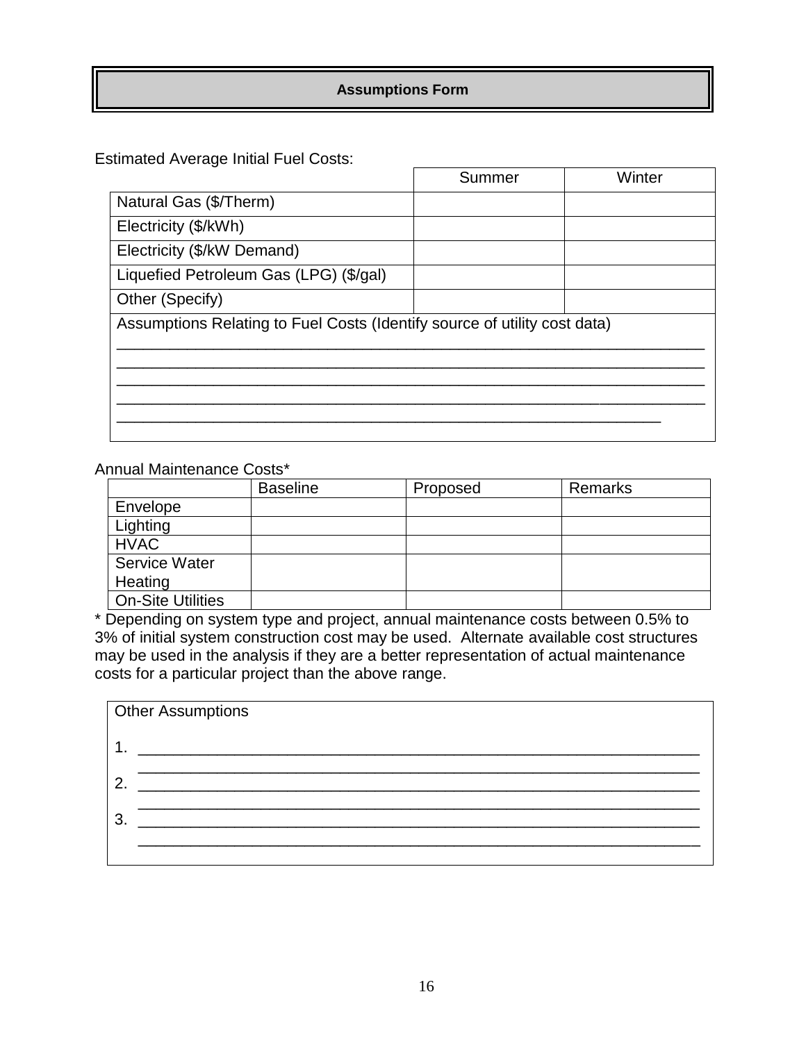## Assumptions Form

Estimated Average Initial Fuel Costs:

| | Summer | Winter |
|---|---|---|
| Natural Gas ($/Therm) | | |
| Electricity ($/kWh) | | |
| Electricity ($/kW Demand) | | |
| Liquefied Petroleum Gas (LPG) ($/gal) | | |
| Other (Specify) | | |

Assumptions Relating to Fuel Costs (Identify source of utility cost data)

______________________________________________________________________
______________________________________________________________________
______________________________________________________________________
______________________________________________________________________
_________________________________________________________________

Annual Maintenance Costs*

| | Baseline | Proposed | Remarks |
|---|---|---|---|
| Envelope | | | |
| Lighting | | | |
| HVAC | | | |
| Service Water Heating | | | |
| On-Site Utilities | | | |

* Depending on system type and project, annual maintenance costs between 0.5% to 3% of initial system construction cost may be used. Alternate available cost structures may be used in the analysis if they are a better representation of actual maintenance costs for a particular project than the above range.

Other Assumptions

1. ____________________________________________________________________
   ____________________________________________________________________
2. ____________________________________________________________________
   ____________________________________________________________________
3. ____________________________________________________________________
   ____________________________________________________________________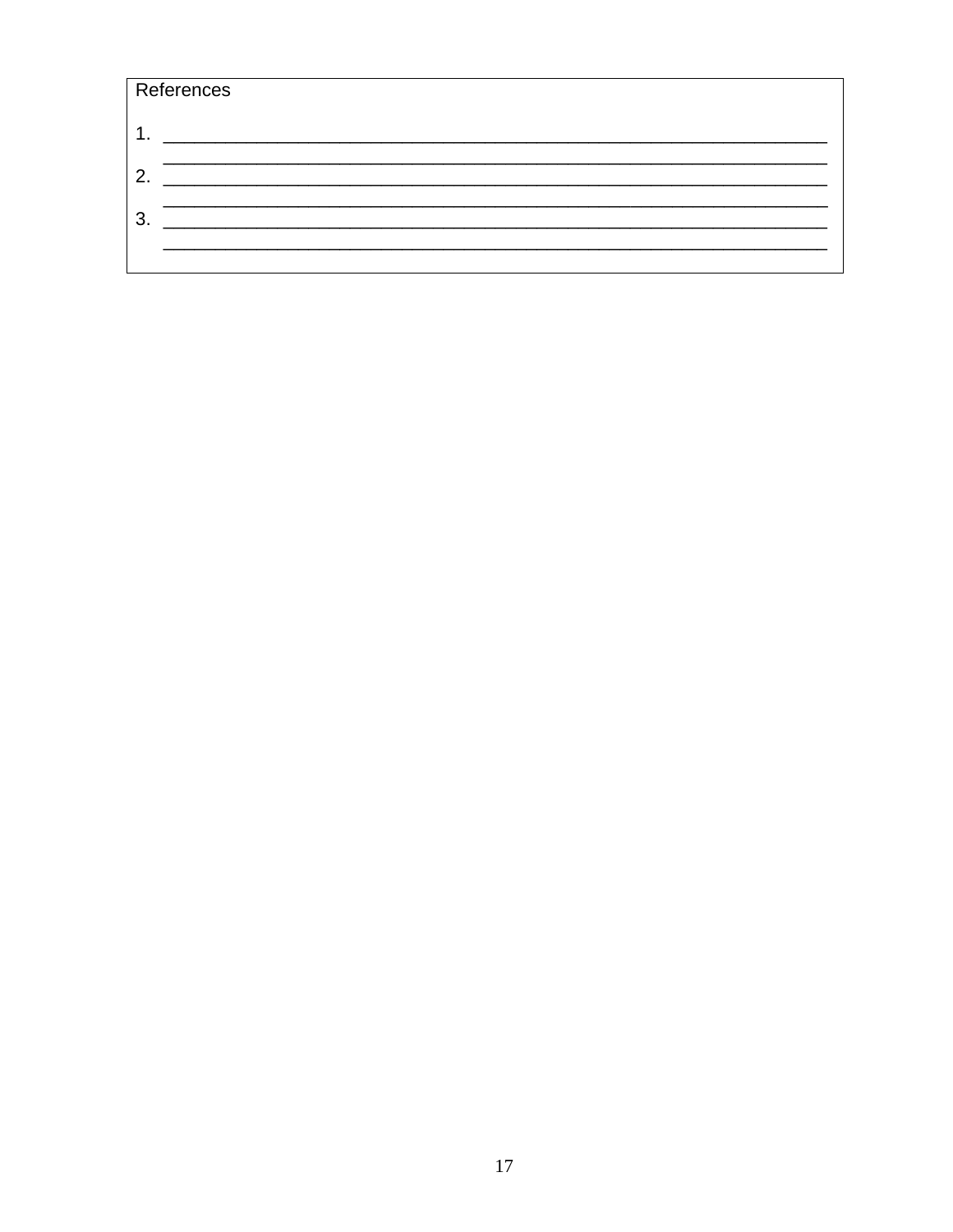References

1. ____________________________________________________________________
   ____________________________________________________________________
2. ____________________________________________________________________
   ____________________________________________________________________
3. ____________________________________________________________________
   ____________________________________________________________________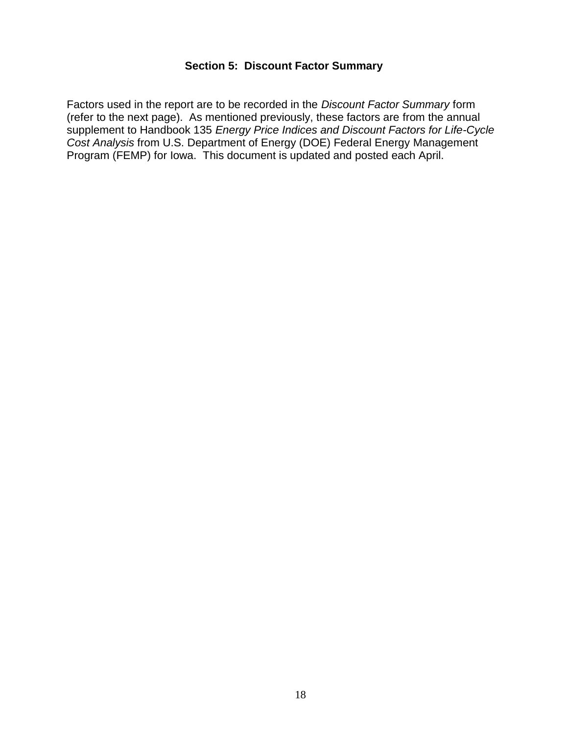## Section 5: Discount Factor Summary

Factors used in the report are to be recorded in the *Discount Factor Summary* form (refer to the next page). As mentioned previously, these factors are from the annual supplement to Handbook 135 *Energy Price Indices and Discount Factors for Life-Cycle Cost Analysis* from U.S. Department of Energy (DOE) Federal Energy Management Program (FEMP) for Iowa. This document is updated and posted each April.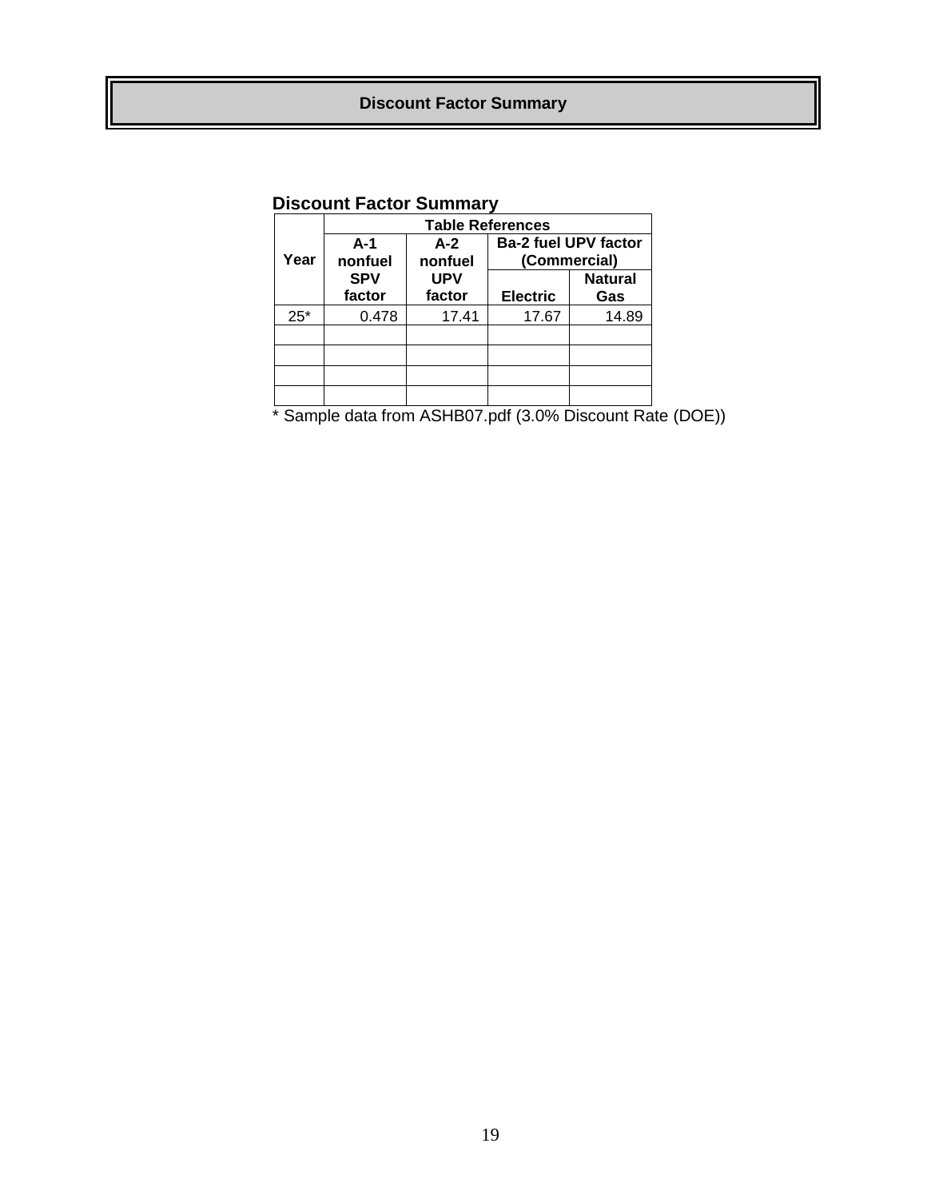# Discount Factor Summary

**Discount Factor Summary**

| Year | Table References | | | |
|---|---|---|---|---|
| | A-1 nonfuel SPV factor | A-2 nonfuel UPV factor | Ba-2 fuel UPV factor (Commercial) | |
| | | | Electric | Natural Gas |
| 25* | 0.478 | 17.41 | 17.67 | 14.89 |
| | | | | |
| | | | | |
| | | | | |
| | | | | |

* Sample data from ASHB07.pdf (3.0% Discount Rate (DOE))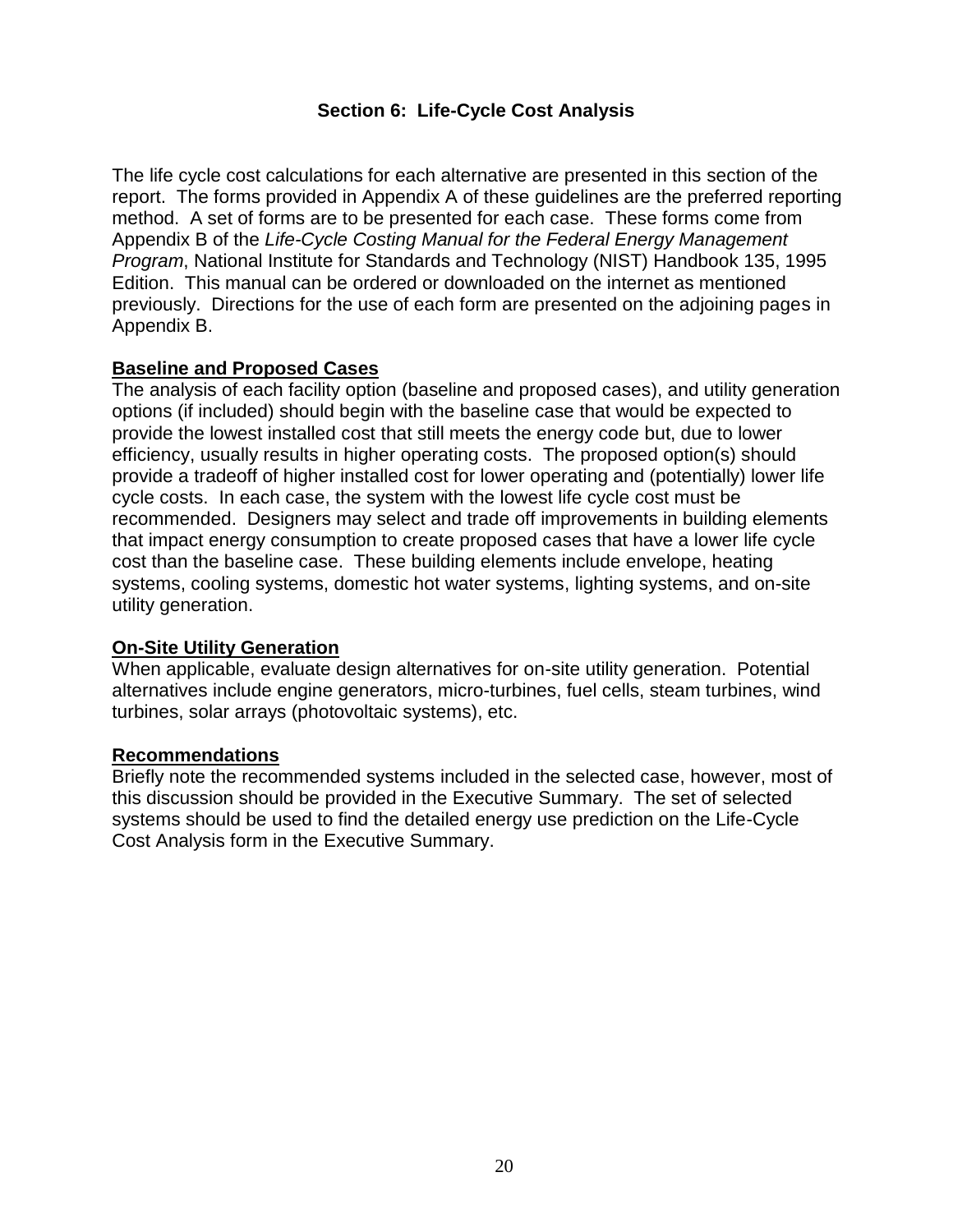## Section 6: Life-Cycle Cost Analysis

The life cycle cost calculations for each alternative are presented in this section of the report. The forms provided in Appendix A of these guidelines are the preferred reporting method. A set of forms are to be presented for each case. These forms come from Appendix B of the *Life-Cycle Costing Manual for the Federal Energy Management Program*, National Institute for Standards and Technology (NIST) Handbook 135, 1995 Edition. This manual can be ordered or downloaded on the internet as mentioned previously. Directions for the use of each form are presented on the adjoining pages in Appendix B.

### Baseline and Proposed Cases

The analysis of each facility option (baseline and proposed cases), and utility generation options (if included) should begin with the baseline case that would be expected to provide the lowest installed cost that still meets the energy code but, due to lower efficiency, usually results in higher operating costs. The proposed option(s) should provide a tradeoff of higher installed cost for lower operating and (potentially) lower life cycle costs. In each case, the system with the lowest life cycle cost must be recommended. Designers may select and trade off improvements in building elements that impact energy consumption to create proposed cases that have a lower life cycle cost than the baseline case. These building elements include envelope, heating systems, cooling systems, domestic hot water systems, lighting systems, and on-site utility generation.

### On-Site Utility Generation

When applicable, evaluate design alternatives for on-site utility generation. Potential alternatives include engine generators, micro-turbines, fuel cells, steam turbines, wind turbines, solar arrays (photovoltaic systems), etc.

### Recommendations

Briefly note the recommended systems included in the selected case, however, most of this discussion should be provided in the Executive Summary. The set of selected systems should be used to find the detailed energy use prediction on the Life-Cycle Cost Analysis form in the Executive Summary.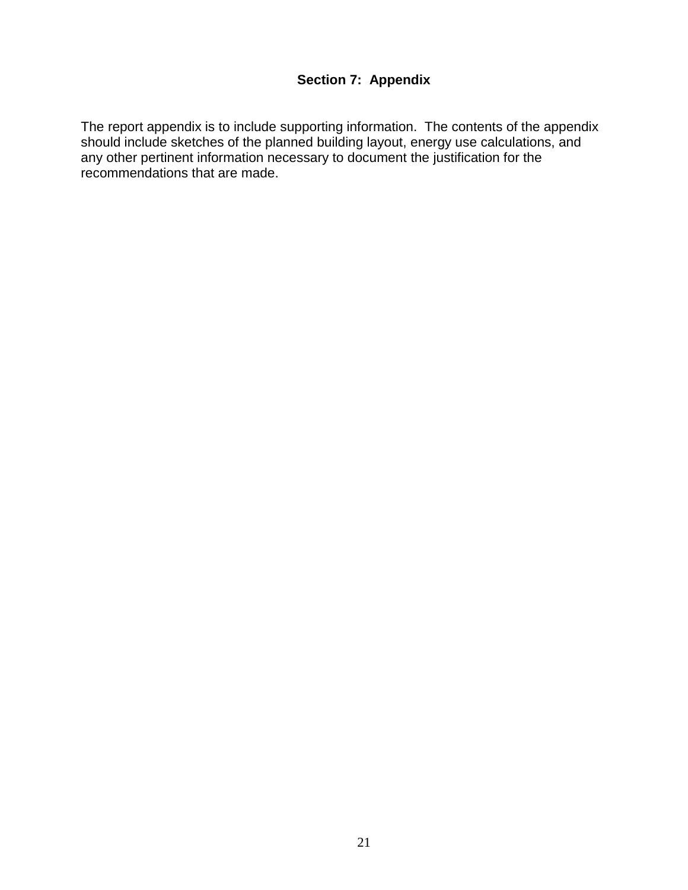## Section 7: Appendix

The report appendix is to include supporting information. The contents of the appendix should include sketches of the planned building layout, energy use calculations, and any other pertinent information necessary to document the justification for the recommendations that are made.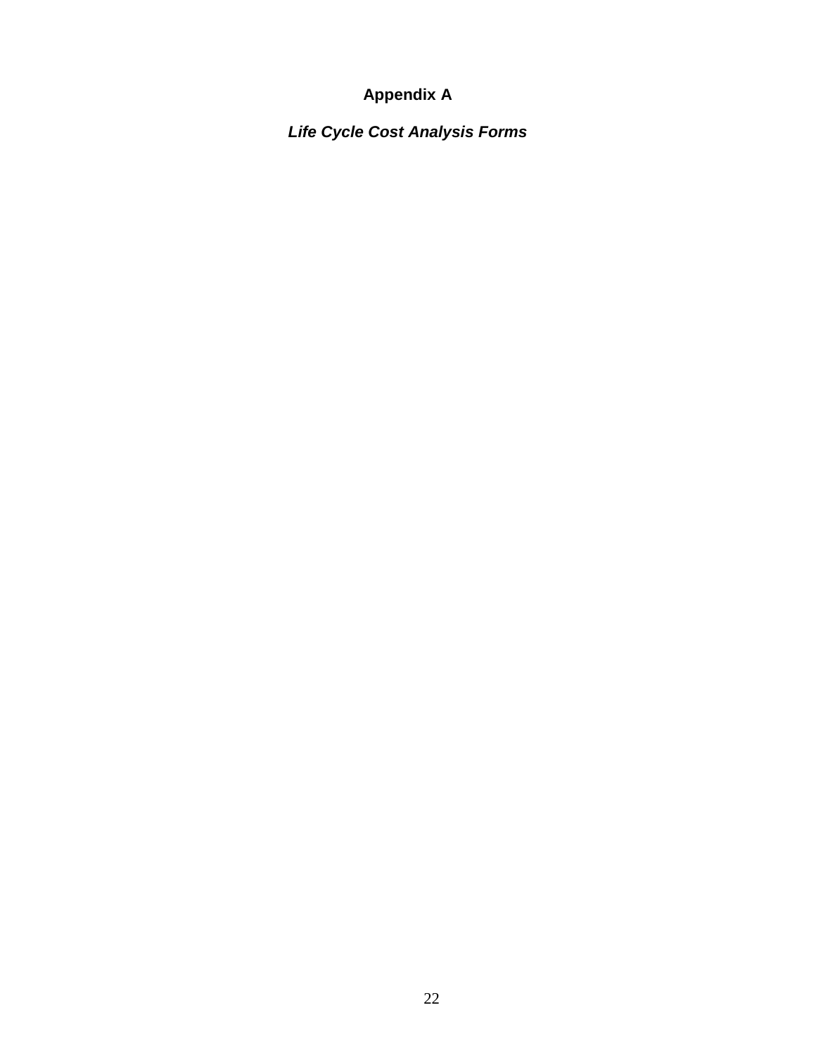# Appendix A

***Life Cycle Cost Analysis Forms***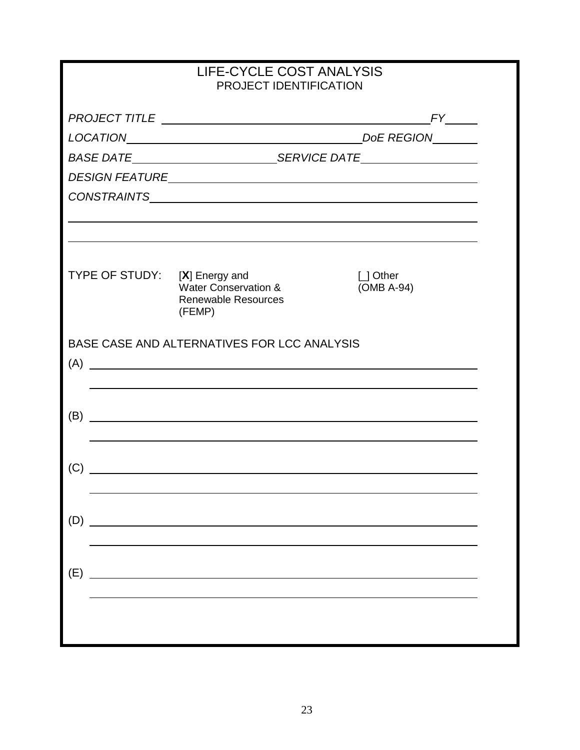# LIFE-CYCLE COST ANALYSIS

## PROJECT IDENTIFICATION

*PROJECT TITLE* ______________________________ *FY* _____

*LOCATION* ______________________________ *DoE REGION* _______

*BASE DATE* ____________________ *SERVICE DATE* ____________________

*DESIGN FEATURE* ______________________________

*CONSTRAINTS* ______________________________

______________________________

______________________________

TYPE OF STUDY: [**X**] Energy and Water Conservation & Renewable Resources (FEMP) [_] Other (OMB A-94)

BASE CASE AND ALTERNATIVES FOR LCC ANALYSIS

(A) ______________________________

______________________________

(B) ______________________________

______________________________

(C) ______________________________

______________________________

(D) ______________________________

______________________________

(E) ______________________________

______________________________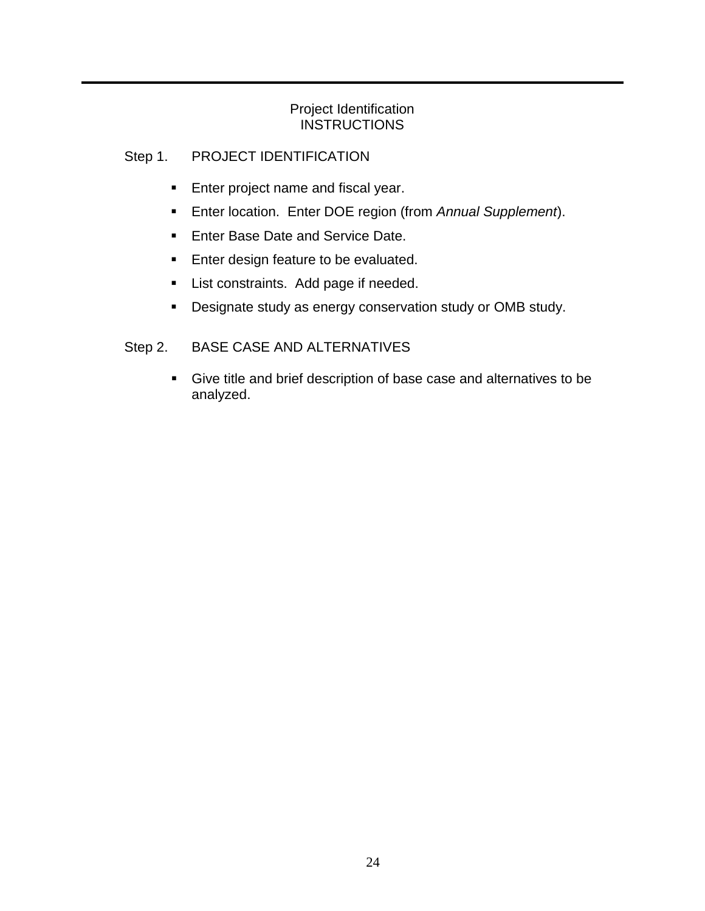## Project Identification
## INSTRUCTIONS

Step 1. PROJECT IDENTIFICATION

- Enter project name and fiscal year.
- Enter location. Enter DOE region (from *Annual Supplement*).
- Enter Base Date and Service Date.
- Enter design feature to be evaluated.
- List constraints. Add page if needed.
- Designate study as energy conservation study or OMB study.

Step 2. BASE CASE AND ALTERNATIVES

- Give title and brief description of base case and alternatives to be analyzed.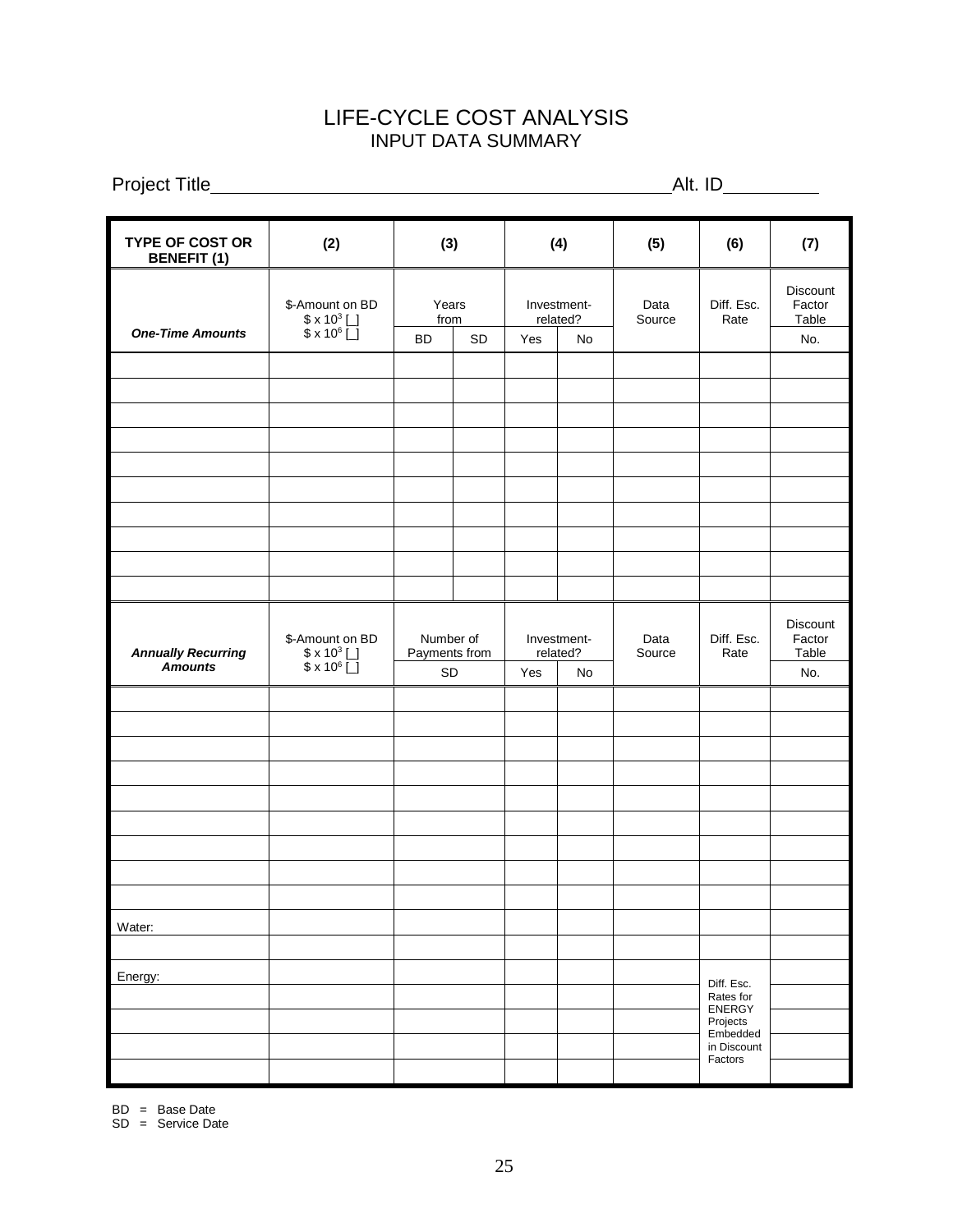# LIFE-CYCLE COST ANALYSIS
## INPUT DATA SUMMARY

Project Title\_\_\_\_\_\_\_\_\_\_\_\_\_\_\_\_\_\_\_\_\_\_\_\_\_\_\_\_\_\_\_\_\_\_\_\_\_\_\_\_\_\_\_\_ Alt. ID\_\_\_\_\_\_\_\_\_\_

| **TYPE OF COST OR BENEFIT (1)** | **(2)** | **(3)** | | **(4)** | | **(5)** | **(6)** | **(7)** |
|---|---|---|---|---|---|---|---|---|
| | \$-Amount on BD $\$ \times 10^3$ [ ] $\$ \times 10^6$ [ ] | Years from | | Investment-related? | | Data Source | Diff. Esc. Rate | Discount Factor Table |
| ***One-Time Amounts*** | | BD | SD | Yes | No | | | No. |
| | | | | | | | | |
| | | | | | | | | |
| | | | | | | | | |
| | | | | | | | | |
| | | | | | | | | |
| | | | | | | | | |
| | | | | | | | | |
| | | | | | | | | |
| | | | | | | | | |
| | | | | | | | | |
| ***Annually Recurring Amounts*** | \$-Amount on BD $\$ \times 10^3$ [ ] $\$ \times 10^6$ [ ] | Number of Payments from | | Investment-related? | | Data Source | Diff. Esc. Rate | Discount Factor Table |
| | | SD | | Yes | No | | | No. |
| | | | | | | | | |
| | | | | | | | | |
| | | | | | | | | |
| | | | | | | | | |
| | | | | | | | | |
| | | | | | | | | |
| | | | | | | | | |
| | | | | | | | | |
| | | | | | | | | |
| Water: | | | | | | | | |
| | | | | | | | | |
| Energy: | | | | | | | Diff. Esc. Rates for ENERGY Projects Embedded in Discount Factors | |
| | | | | | | | | |
| | | | | | | | | |
| | | | | | | | | |
| | | | | | | | | |

BD = Base Date
SD = Service Date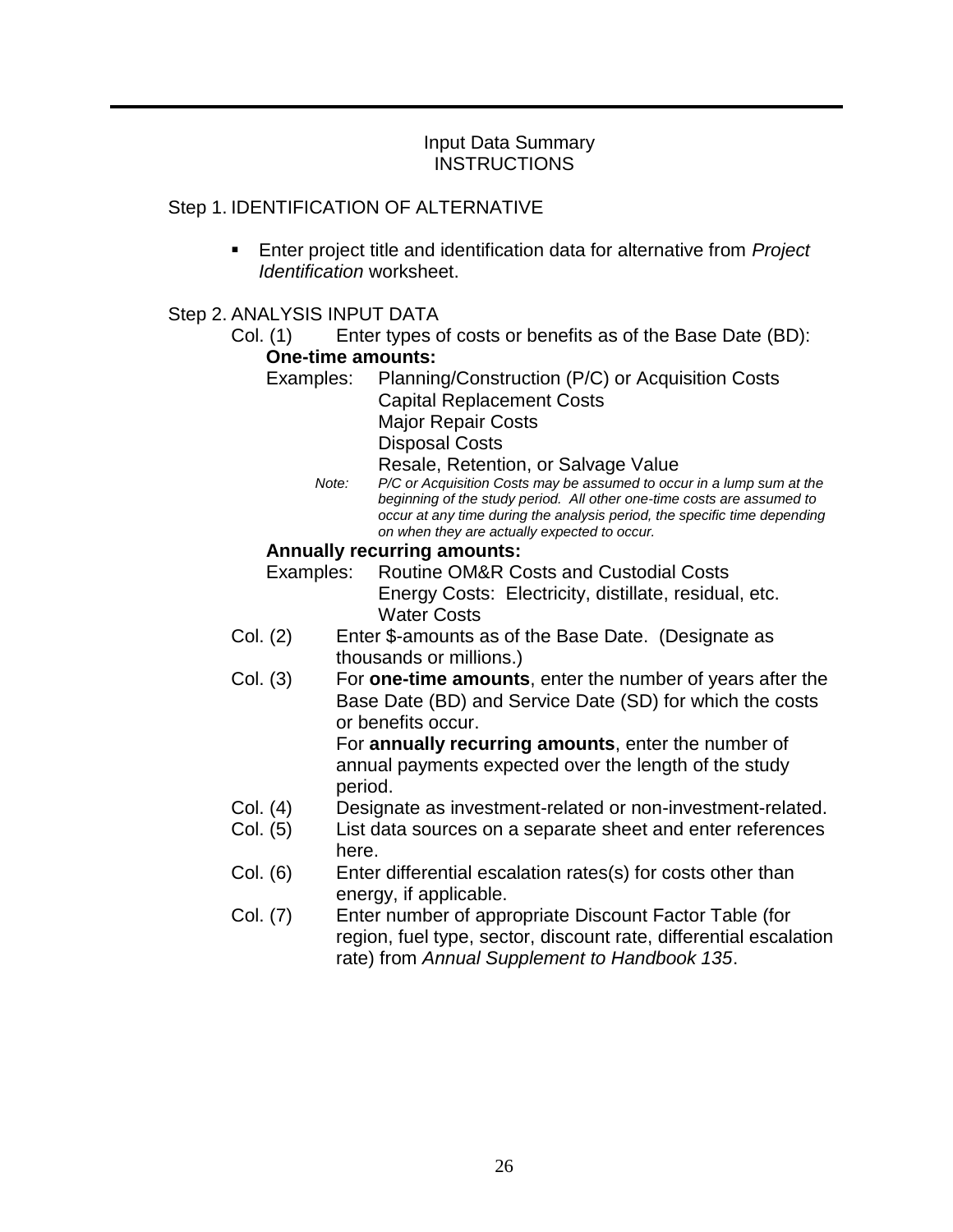## Input Data Summary
## INSTRUCTIONS

Step 1. IDENTIFICATION OF ALTERNATIVE

- Enter project title and identification data for alternative from *Project Identification* worksheet.

Step 2. ANALYSIS INPUT DATA

Col. (1) Enter types of costs or benefits as of the Base Date (BD):

**One-time amounts:**

Examples: Planning/Construction (P/C) or Acquisition Costs
Capital Replacement Costs
Major Repair Costs
Disposal Costs
Resale, Retention, or Salvage Value

*Note: P/C or Acquisition Costs may be assumed to occur in a lump sum at the beginning of the study period. All other one-time costs are assumed to occur at any time during the analysis period, the specific time depending on when they are actually expected to occur.*

**Annually recurring amounts:**

Examples: Routine OM&R Costs and Custodial Costs
Energy Costs: Electricity, distillate, residual, etc.
Water Costs

Col. (2) Enter $-amounts as of the Base Date. (Designate as thousands or millions.)

Col. (3) For **one-time amounts**, enter the number of years after the Base Date (BD) and Service Date (SD) for which the costs or benefits occur.
For **annually recurring amounts**, enter the number of annual payments expected over the length of the study period.

Col. (4) Designate as investment-related or non-investment-related.

Col. (5) List data sources on a separate sheet and enter references here.

Col. (6) Enter differential escalation rates(s) for costs other than energy, if applicable.

Col. (7) Enter number of appropriate Discount Factor Table (for region, fuel type, sector, discount rate, differential escalation rate) from *Annual Supplement to Handbook 135*.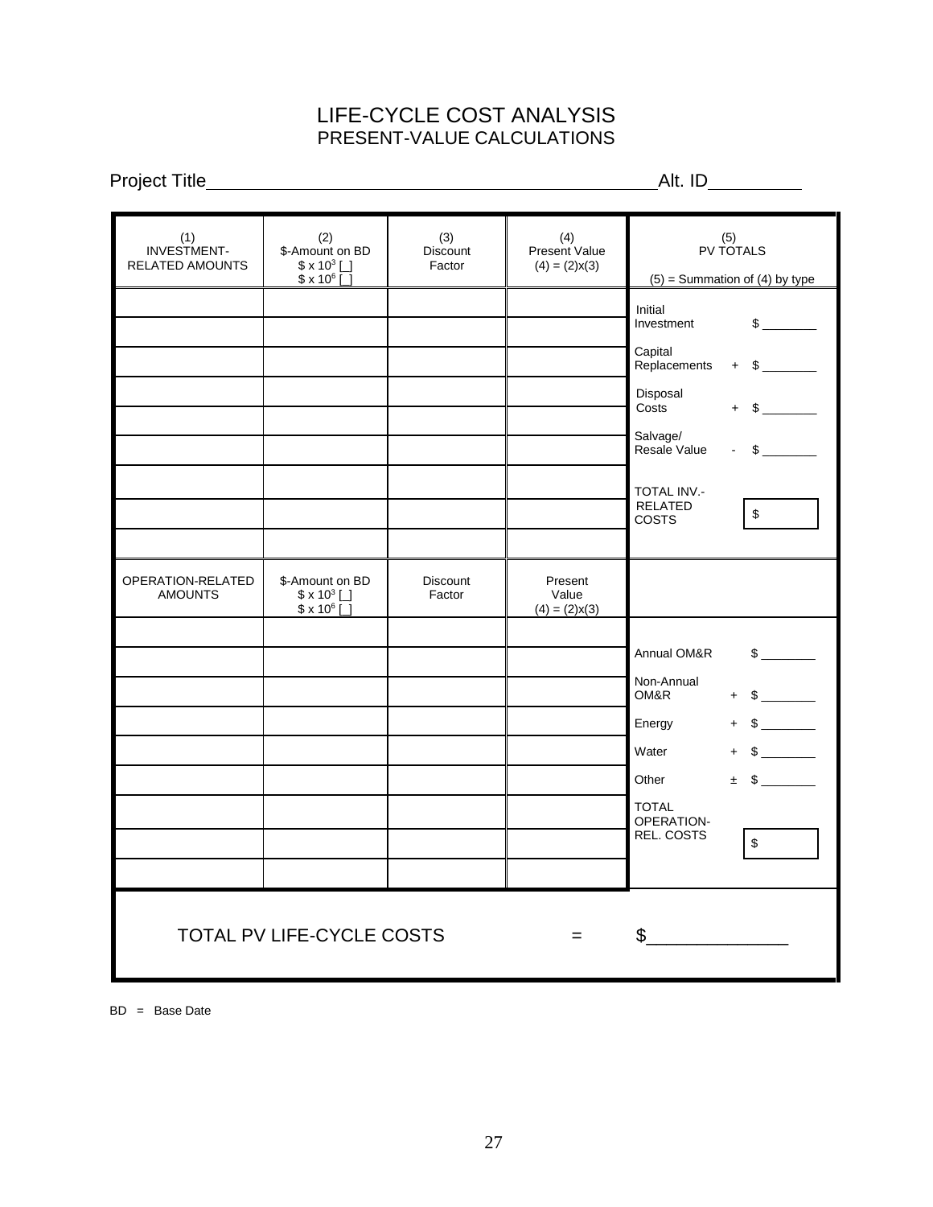# LIFE-CYCLE COST ANALYSIS

## PRESENT-VALUE CALCULATIONS

Project Title\_\_\_\_\_\_\_\_\_\_\_\_\_\_\_\_\_\_\_\_\_\_\_\_\_\_\_\_\_\_\_\_\_\_\_\_\_\_\_\_\_\_\_\_ Alt. ID\_\_\_\_\_\_\_\_\_

| (1) INVESTMENT-RELATED AMOUNTS | (2) \$-Amount on BD \$ x $10^3$ [ ] \$ x $10^6$ [ ] | (3) Discount Factor | (4) Present Value (4) = (2)x(3) | (5) PV TOTALS (5) = Summation of (4) by type | |
|---|---|---|---|---|---|
| | | | | Initial Investment | \$ \_\_\_\_\_\_\_\_ |
| | | | | Capital Replacements | + \$ \_\_\_\_\_\_\_\_ |
| | | | | Disposal Costs | + \$ \_\_\_\_\_\_\_\_ |
| | | | | Salvage/ Resale Value | - \$ \_\_\_\_\_\_\_\_ |
| | | | | TOTAL INV.-RELATED COSTS | \$ |
| | | | | | |
| | | | | | |
| | | | | | |
| | | | | | |
| **OPERATION-RELATED AMOUNTS** | **\$-Amount on BD \$ x $10^3$ [ ] \$ x $10^6$ [ ]** | **Discount Factor** | **Present Value (4) = (2)x(3)** | | |
| | | | | Annual OM&R | \$ \_\_\_\_\_\_\_\_ |
| | | | | Non-Annual OM&R | + \$ \_\_\_\_\_\_\_\_ |
| | | | | Energy | + \$ \_\_\_\_\_\_\_\_ |
| | | | | Water | + \$ \_\_\_\_\_\_\_\_ |
| | | | | Other | ± \$ \_\_\_\_\_\_\_\_ |
| | | | | TOTAL OPERATION-REL. COSTS | \$ |
| | | | | | |
| | | | | | |
| | | | | | |

TOTAL PV LIFE-CYCLE COSTS = \$\_\_\_\_\_\_\_\_\_\_\_\_\_\_

BD = Base Date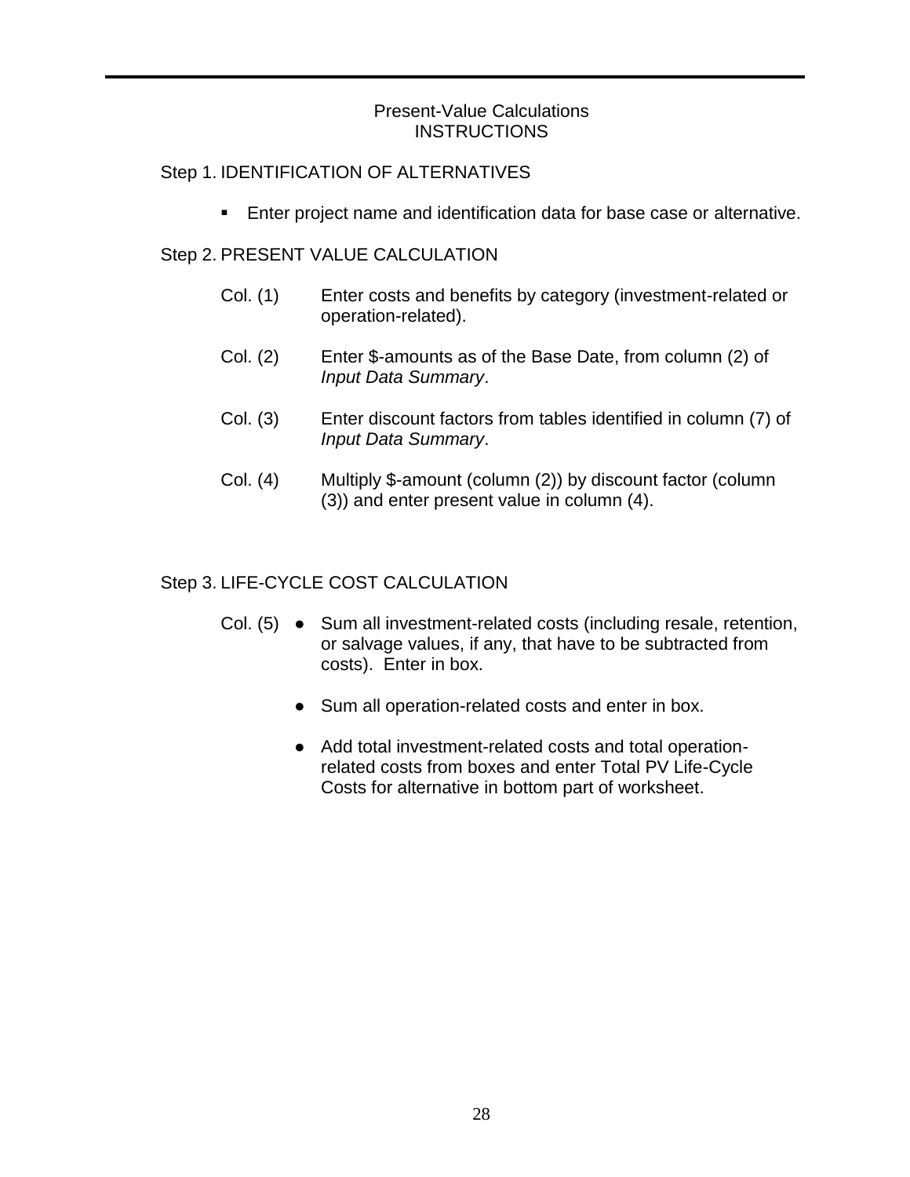## Present-Value Calculations
## INSTRUCTIONS

Step 1. IDENTIFICATION OF ALTERNATIVES

- Enter project name and identification data for base case or alternative.

Step 2. PRESENT VALUE CALCULATION

Col. (1) Enter costs and benefits by category (investment-related or operation-related).

Col. (2) Enter $-amounts as of the Base Date, from column (2) of *Input Data Summary*.

Col. (3) Enter discount factors from tables identified in column (7) of *Input Data Summary*.

Col. (4) Multiply $-amount (column (2)) by discount factor (column (3)) and enter present value in column (4).

Step 3. LIFE-CYCLE COST CALCULATION

Col. (5)
- Sum all investment-related costs (including resale, retention, or salvage values, if any, that have to be subtracted from costs). Enter in box.
- Sum all operation-related costs and enter in box.
- Add total investment-related costs and total operation-related costs from boxes and enter Total PV Life-Cycle Costs for alternative in bottom part of worksheet.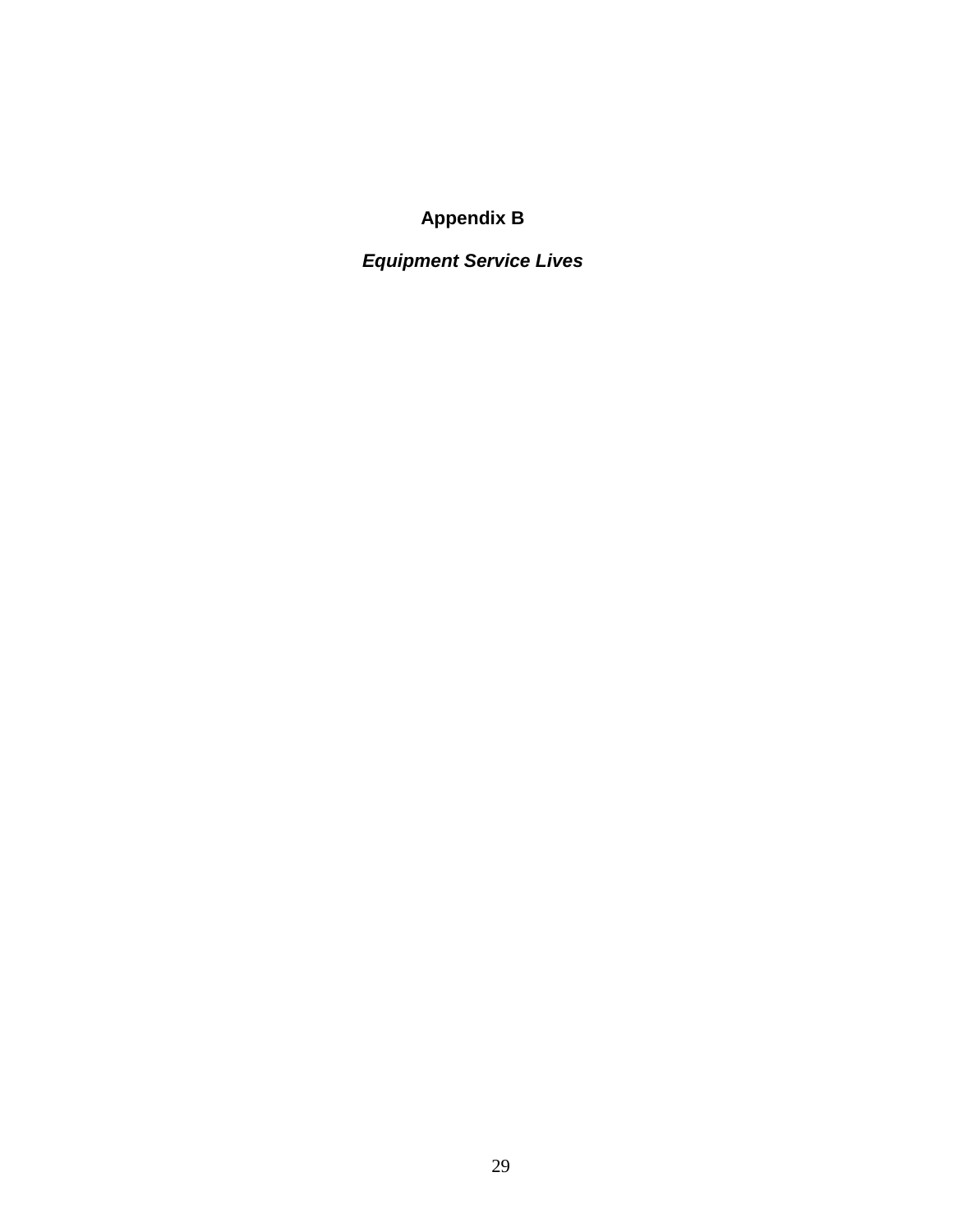# Appendix B

## *Equipment Service Lives*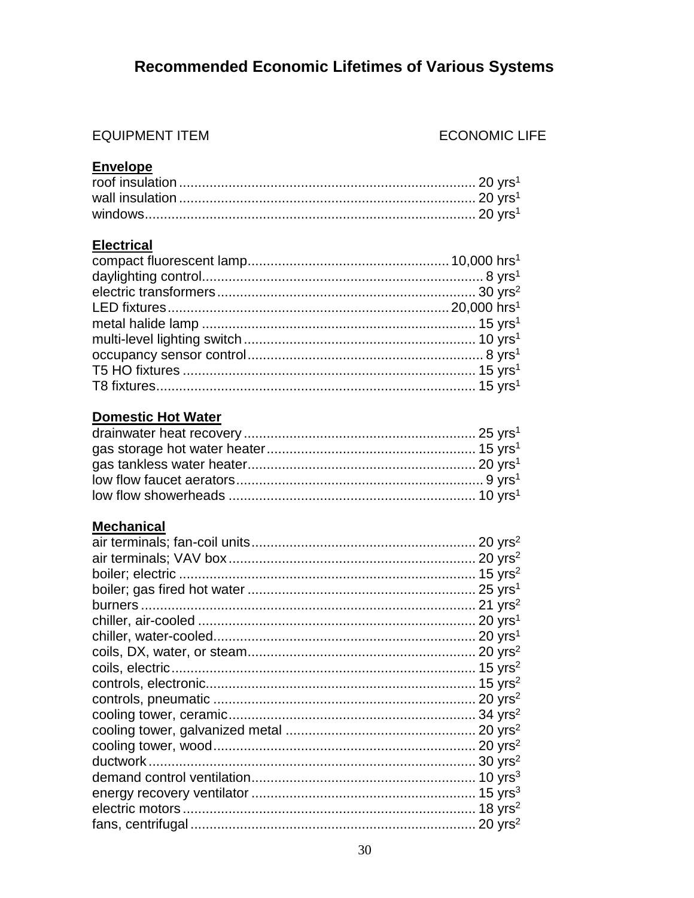# Recommended Economic Lifetimes of Various Systems

| EQUIPMENT ITEM | ECONOMIC LIFE |
| --- | --- |
| **Envelope** | |
| roof insulation | 20 yrs[1] |
| wall insulation | 20 yrs[1] |
| windows | 20 yrs[1] |
| **Electrical** | |
| compact fluorescent lamp | 10,000 hrs[1] |
| daylighting control | 8 yrs[1] |
| electric transformers | 30 yrs[2] |
| LED fixtures | 20,000 hrs[1] |
| metal halide lamp | 15 yrs[1] |
| multi-level lighting switch | 10 yrs[1] |
| occupancy sensor control | 8 yrs[1] |
| T5 HO fixtures | 15 yrs[1] |
| T8 fixtures | 15 yrs[1] |
| **Domestic Hot Water** | |
| drainwater heat recovery | 25 yrs[1] |
| gas storage hot water heater | 15 yrs[1] |
| gas tankless water heater | 20 yrs[1] |
| low flow faucet aerators | 9 yrs[1] |
| low flow showerheads | 10 yrs[1] |
| **Mechanical** | |
| air terminals; fan-coil units | 20 yrs[2] |
| air terminals; VAV box | 20 yrs[2] |
| boiler; electric | 15 yrs[2] |
| boiler; gas fired hot water | 25 yrs[1] |
| burners | 21 yrs[2] |
| chiller, air-cooled | 20 yrs[1] |
| chiller, water-cooled | 20 yrs[1] |
| coils, DX, water, or steam | 20 yrs[2] |
| coils, electric | 15 yrs[2] |
| controls, electronic | 15 yrs[2] |
| controls, pneumatic | 20 yrs[2] |
| cooling tower, ceramic | 34 yrs[2] |
| cooling tower, galvanized metal | 20 yrs[2] |
| cooling tower, wood | 20 yrs[2] |
| ductwork | 30 yrs[2] |
| demand control ventilation | 10 yrs[3] |
| energy recovery ventilator | 15 yrs[3] |
| electric motors | 18 yrs[2] |
| fans, centrifugal | 20 yrs[2] |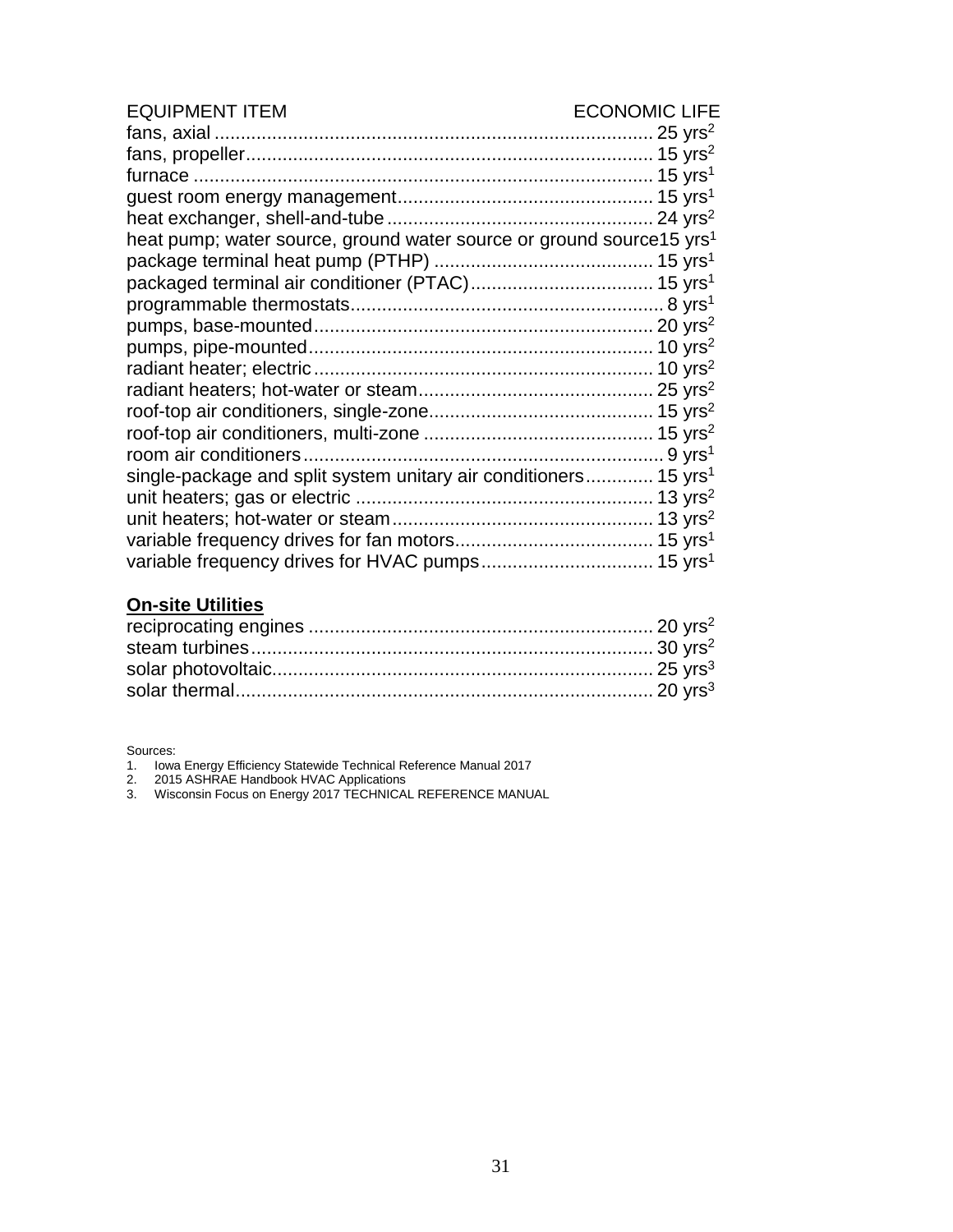| EQUIPMENT ITEM | ECONOMIC LIFE |
|---|---|
| fans, axial | 25 yrs[2] |
| fans, propeller | 15 yrs[2] |
| furnace | 15 yrs[1] |
| guest room energy management | 15 yrs[1] |
| heat exchanger, shell-and-tube | 24 yrs[2] |
| heat pump; water source, ground water source or ground source | 15 yrs[1] |
| package terminal heat pump (PTHP) | 15 yrs[1] |
| packaged terminal air conditioner (PTAC) | 15 yrs[1] |
| programmable thermostats | 8 yrs[1] |
| pumps, base-mounted | 20 yrs[2] |
| pumps, pipe-mounted | 10 yrs[2] |
| radiant heater; electric | 10 yrs[2] |
| radiant heaters; hot-water or steam | 25 yrs[2] |
| roof-top air conditioners, single-zone | 15 yrs[2] |
| roof-top air conditioners, multi-zone | 15 yrs[2] |
| room air conditioners | 9 yrs[1] |
| single-package and split system unitary air conditioners | 15 yrs[1] |
| unit heaters; gas or electric | 13 yrs[2] |
| unit heaters; hot-water or steam | 13 yrs[2] |
| variable frequency drives for fan motors | 15 yrs[1] |
| variable frequency drives for HVAC pumps | 15 yrs[1] |

**On-site Utilities**

| | |
|---|---|
| reciprocating engines | 20 yrs[2] |
| steam turbines | 30 yrs[2] |
| solar photovoltaic | 25 yrs[3] |
| solar thermal | 20 yrs[3] |

Sources:

1. Iowa Energy Efficiency Statewide Technical Reference Manual 2017
2. 2015 ASHRAE Handbook HVAC Applications
3. Wisconsin Focus on Energy 2017 TECHNICAL REFERENCE MANUAL